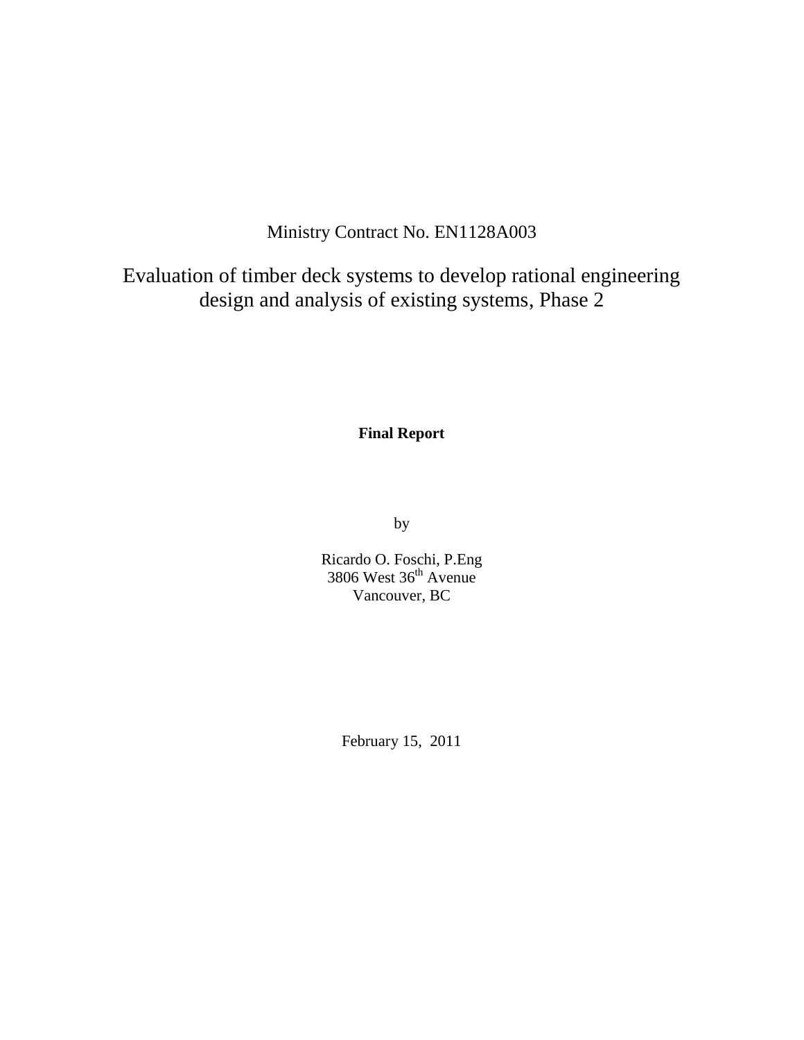Ministry Contract No. EN1128A003

# Evaluation of timber deck systems to develop rational engineering design and analysis of existing systems, Phase 2

**Final Report**

by

Ricardo O. Foschi, P.Eng
3806 West 36th Avenue
Vancouver, BC

February 15, 2011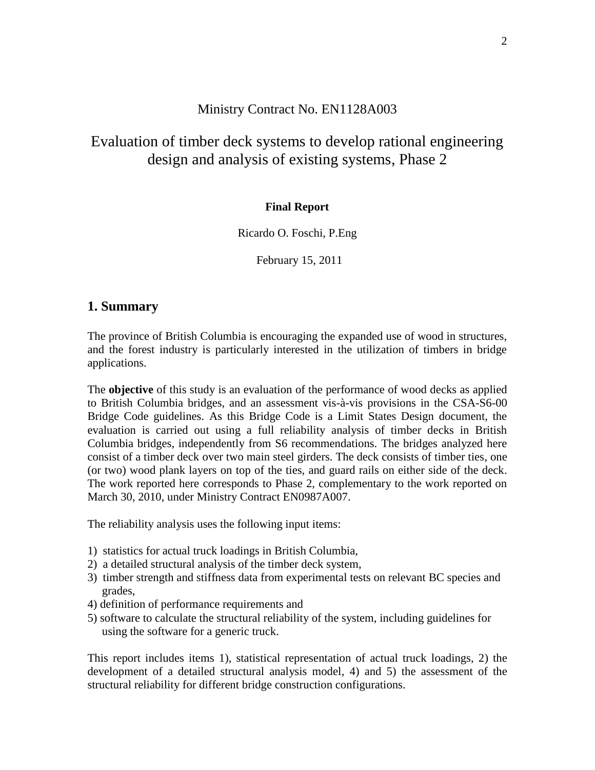Ministry Contract No. EN1128A003

# Evaluation of timber deck systems to develop rational engineering design and analysis of existing systems, Phase 2

**Final Report**

Ricardo O. Foschi, P.Eng

February 15, 2011

## 1. Summary

The province of British Columbia is encouraging the expanded use of wood in structures, and the forest industry is particularly interested in the utilization of timbers in bridge applications.

The **objective** of this study is an evaluation of the performance of wood decks as applied to British Columbia bridges, and an assessment vis-à-vis provisions in the CSA-S6-00 Bridge Code guidelines. As this Bridge Code is a Limit States Design document, the evaluation is carried out using a full reliability analysis of timber decks in British Columbia bridges, independently from S6 recommendations. The bridges analyzed here consist of a timber deck over two main steel girders. The deck consists of timber ties, one (or two) wood plank layers on top of the ties, and guard rails on either side of the deck. The work reported here corresponds to Phase 2, complementary to the work reported on March 30, 2010, under Ministry Contract EN0987A007.

The reliability analysis uses the following input items:

1) statistics for actual truck loadings in British Columbia,
2) a detailed structural analysis of the timber deck system,
3) timber strength and stiffness data from experimental tests on relevant BC species and grades,
4) definition of performance requirements and
5) software to calculate the structural reliability of the system, including guidelines for using the software for a generic truck.

This report includes items 1), statistical representation of actual truck loadings, 2) the development of a detailed structural analysis model, 4) and 5) the assessment of the structural reliability for different bridge construction configurations.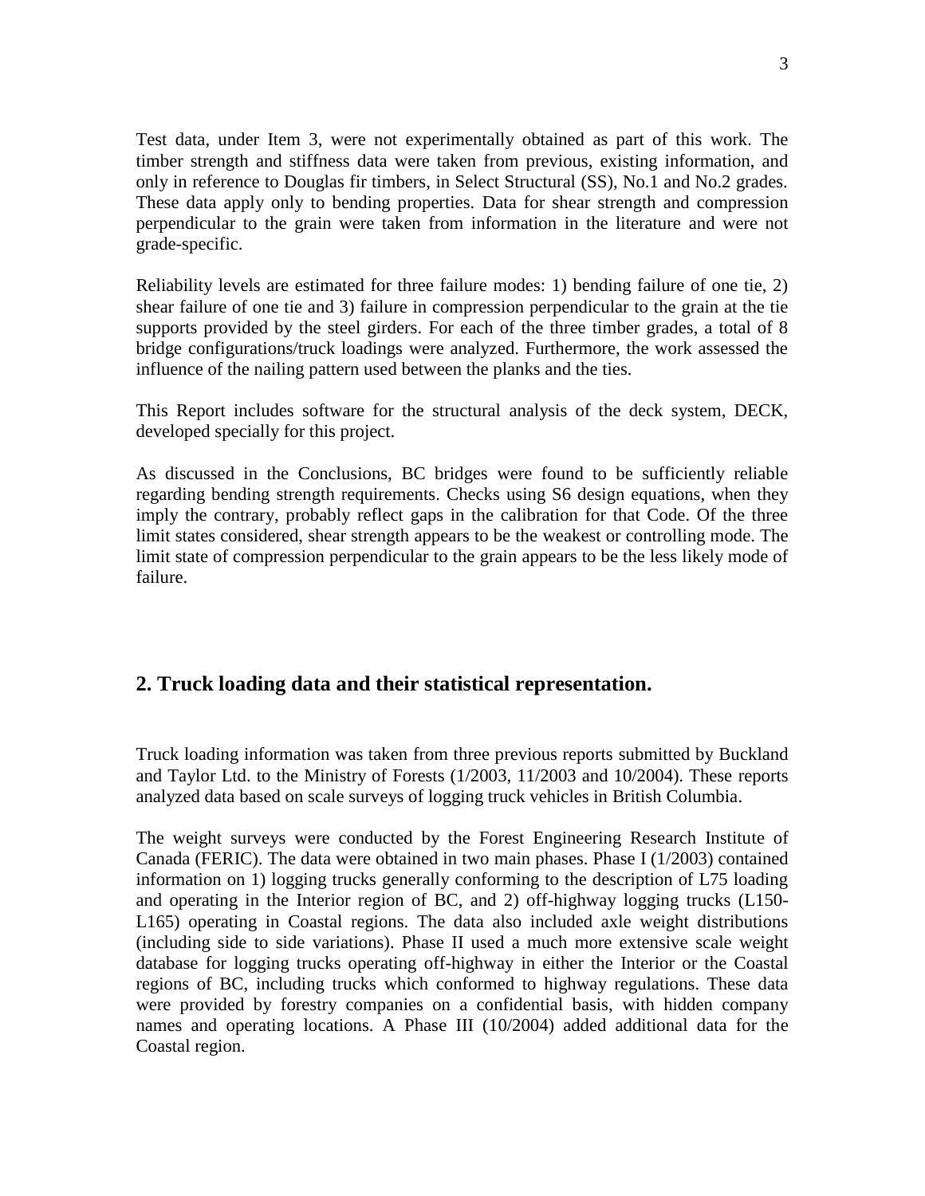Test data, under Item 3, were not experimentally obtained as part of this work. The timber strength and stiffness data were taken from previous, existing information, and only in reference to Douglas fir timbers, in Select Structural (SS), No.1 and No.2 grades. These data apply only to bending properties. Data for shear strength and compression perpendicular to the grain were taken from information in the literature and were not grade-specific.

Reliability levels are estimated for three failure modes: 1) bending failure of one tie, 2) shear failure of one tie and 3) failure in compression perpendicular to the grain at the tie supports provided by the steel girders. For each of the three timber grades, a total of 8 bridge configurations/truck loadings were analyzed. Furthermore, the work assessed the influence of the nailing pattern used between the planks and the ties.

This Report includes software for the structural analysis of the deck system, DECK, developed specially for this project.

As discussed in the Conclusions, BC bridges were found to be sufficiently reliable regarding bending strength requirements. Checks using S6 design equations, when they imply the contrary, probably reflect gaps in the calibration for that Code. Of the three limit states considered, shear strength appears to be the weakest or controlling mode. The limit state of compression perpendicular to the grain appears to be the less likely mode of failure.

## 2. Truck loading data and their statistical representation.

Truck loading information was taken from three previous reports submitted by Buckland and Taylor Ltd. to the Ministry of Forests (1/2003, 11/2003 and 10/2004). These reports analyzed data based on scale surveys of logging truck vehicles in British Columbia.

The weight surveys were conducted by the Forest Engineering Research Institute of Canada (FERIC). The data were obtained in two main phases. Phase I (1/2003) contained information on 1) logging trucks generally conforming to the description of L75 loading and operating in the Interior region of BC, and 2) off-highway logging trucks (L150-L165) operating in Coastal regions. The data also included axle weight distributions (including side to side variations). Phase II used a much more extensive scale weight database for logging trucks operating off-highway in either the Interior or the Coastal regions of BC, including trucks which conformed to highway regulations. These data were provided by forestry companies on a confidential basis, with hidden company names and operating locations. A Phase III (10/2004) added additional data for the Coastal region.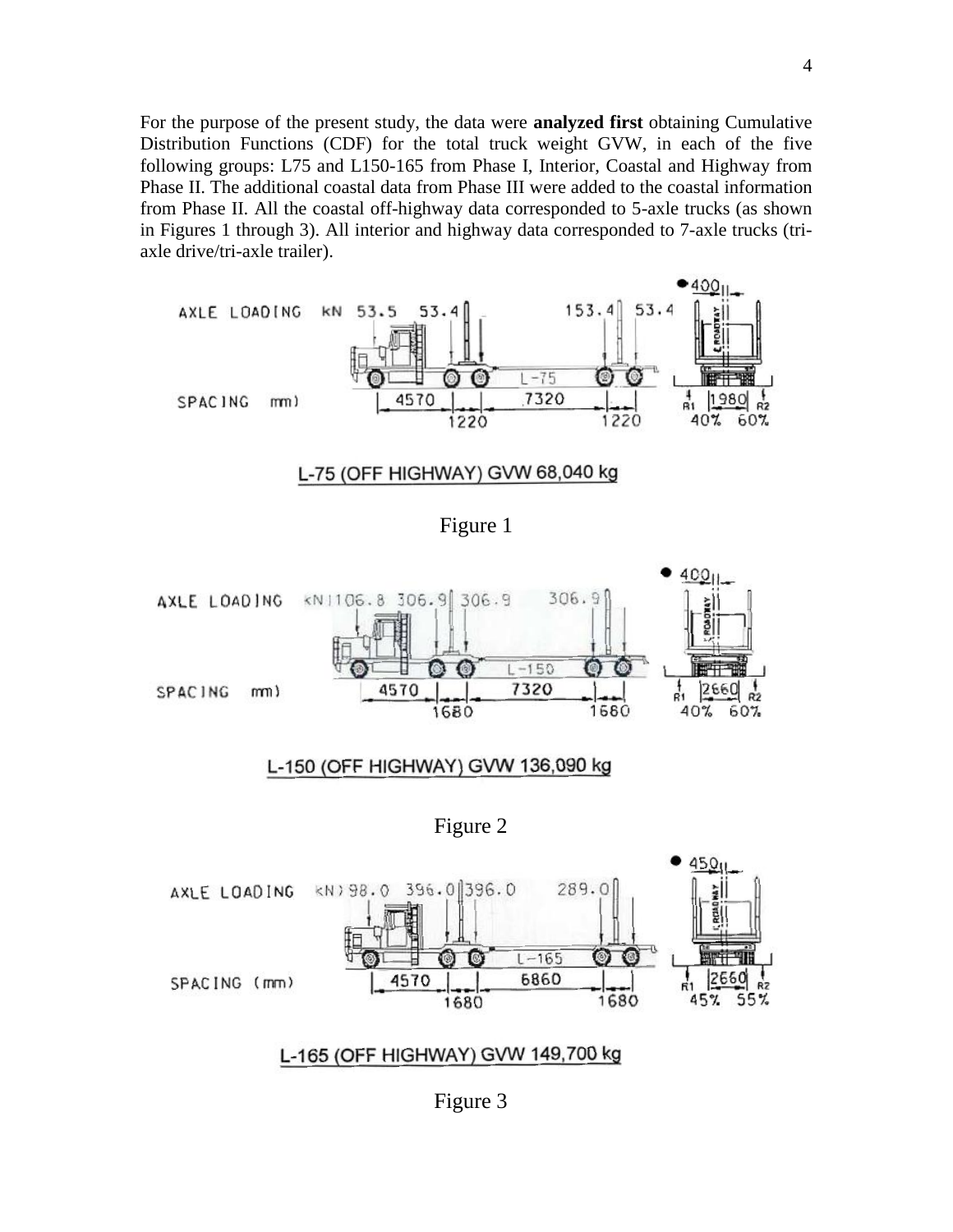For the purpose of the present study, the data were **analyzed first** obtaining Cumulative Distribution Functions (CDF) for the total truck weight GVW, in each of the five following groups: L75 and L150-165 from Phase I, Interior, Coastal and Highway from Phase II. The additional coastal data from Phase III were added to the coastal information from Phase II. All the coastal off-highway data corresponded to 5-axle trucks (as shown in Figures 1 through 3). All interior and highway data corresponded to 7-axle trucks (tri-axle drive/tri-axle trailer).

L-75 (OFF HIGHWAY) GVW 68,040 kg

Figure 1

L-150 (OFF HIGHWAY) GVW 136,090 kg

Figure 2

L-165 (OFF HIGHWAY) GVW 149,700 kg

Figure 3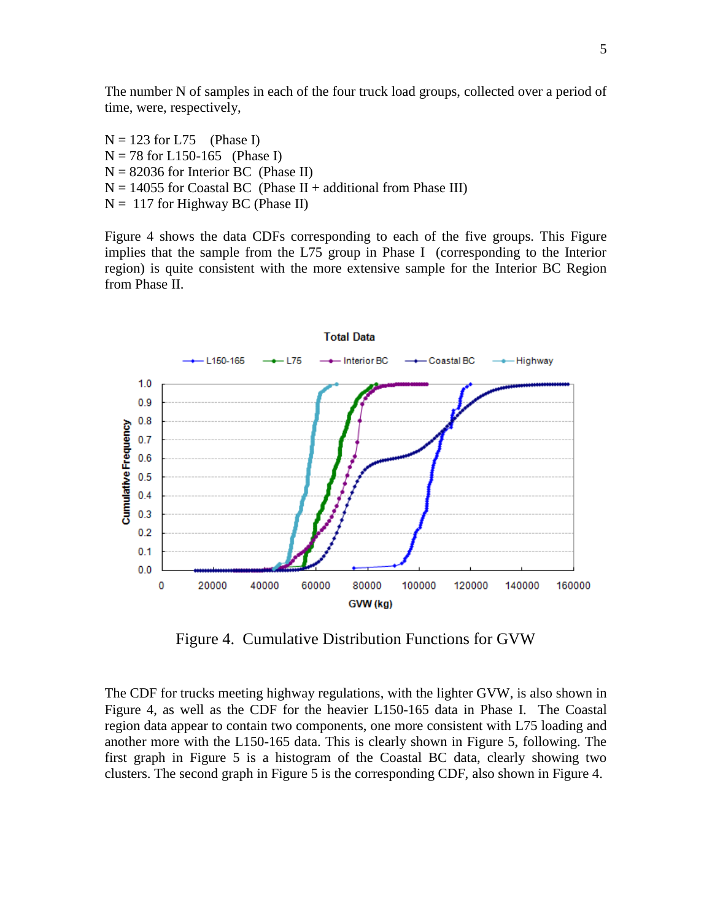The number N of samples in each of the four truck load groups, collected over a period of time, were, respectively,

N = 123 for L75 (Phase I)
N = 78 for L150-165 (Phase I)
N = 82036 for Interior BC (Phase II)
N = 14055 for Coastal BC (Phase II + additional from Phase III)
N = 117 for Highway BC (Phase II)

Figure 4 shows the data CDFs corresponding to each of the five groups. This Figure implies that the sample from the L75 group in Phase I (corresponding to the Interior region) is quite consistent with the more extensive sample for the Interior BC Region from Phase II.

Figure 4. Cumulative Distribution Functions for GVW

The CDF for trucks meeting highway regulations, with the lighter GVW, is also shown in Figure 4, as well as the CDF for the heavier L150-165 data in Phase I. The Coastal region data appear to contain two components, one more consistent with L75 loading and another more with the L150-165 data. This is clearly shown in Figure 5, following. The first graph in Figure 5 is a histogram of the Coastal BC data, clearly showing two clusters. The second graph in Figure 5 is the corresponding CDF, also shown in Figure 4.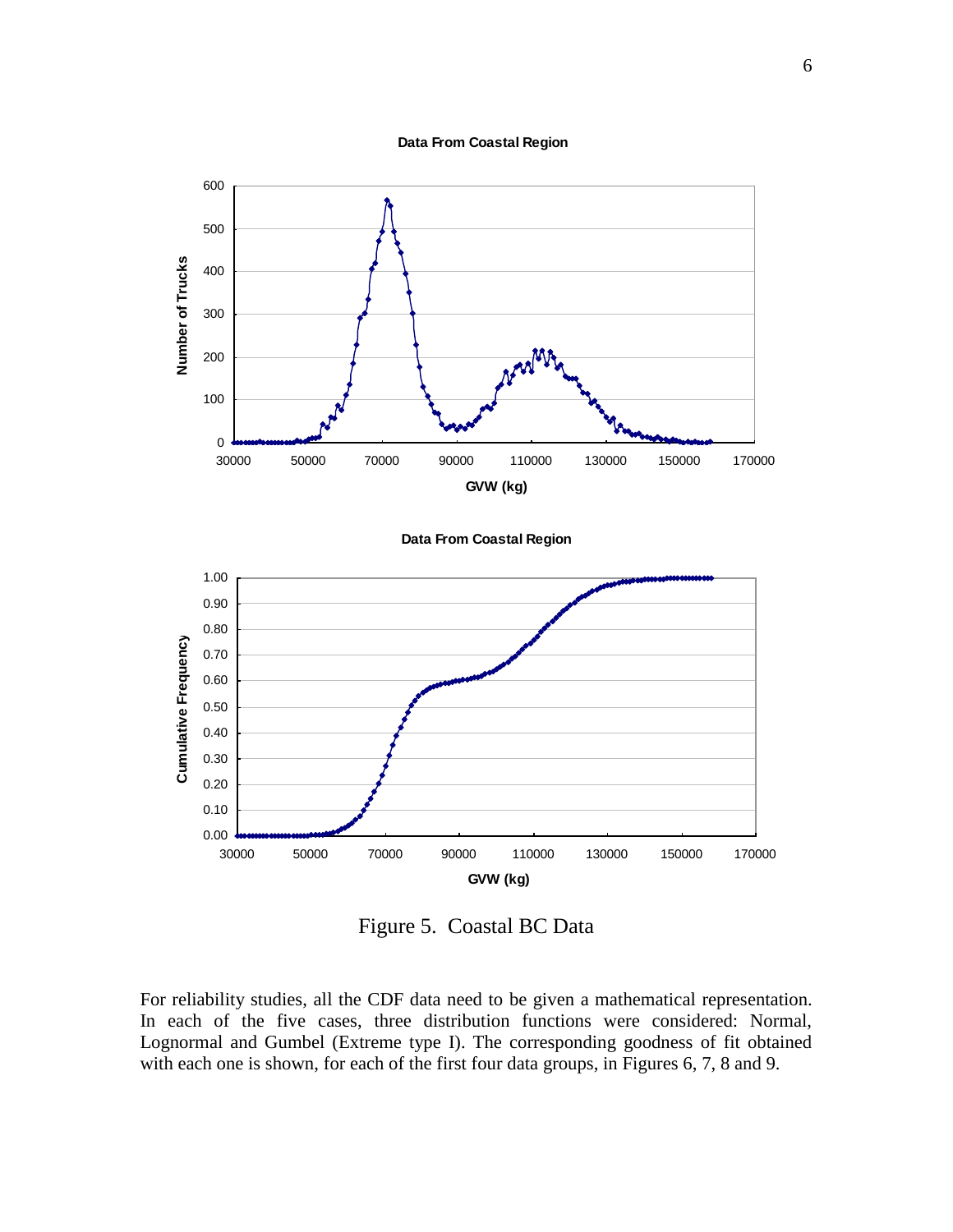Figure 5. Coastal BC Data

For reliability studies, all the CDF data need to be given a mathematical representation. In each of the five cases, three distribution functions were considered: Normal, Lognormal and Gumbel (Extreme type I). The corresponding goodness of fit obtained with each one is shown, for each of the first four data groups, in Figures 6, 7, 8 and 9.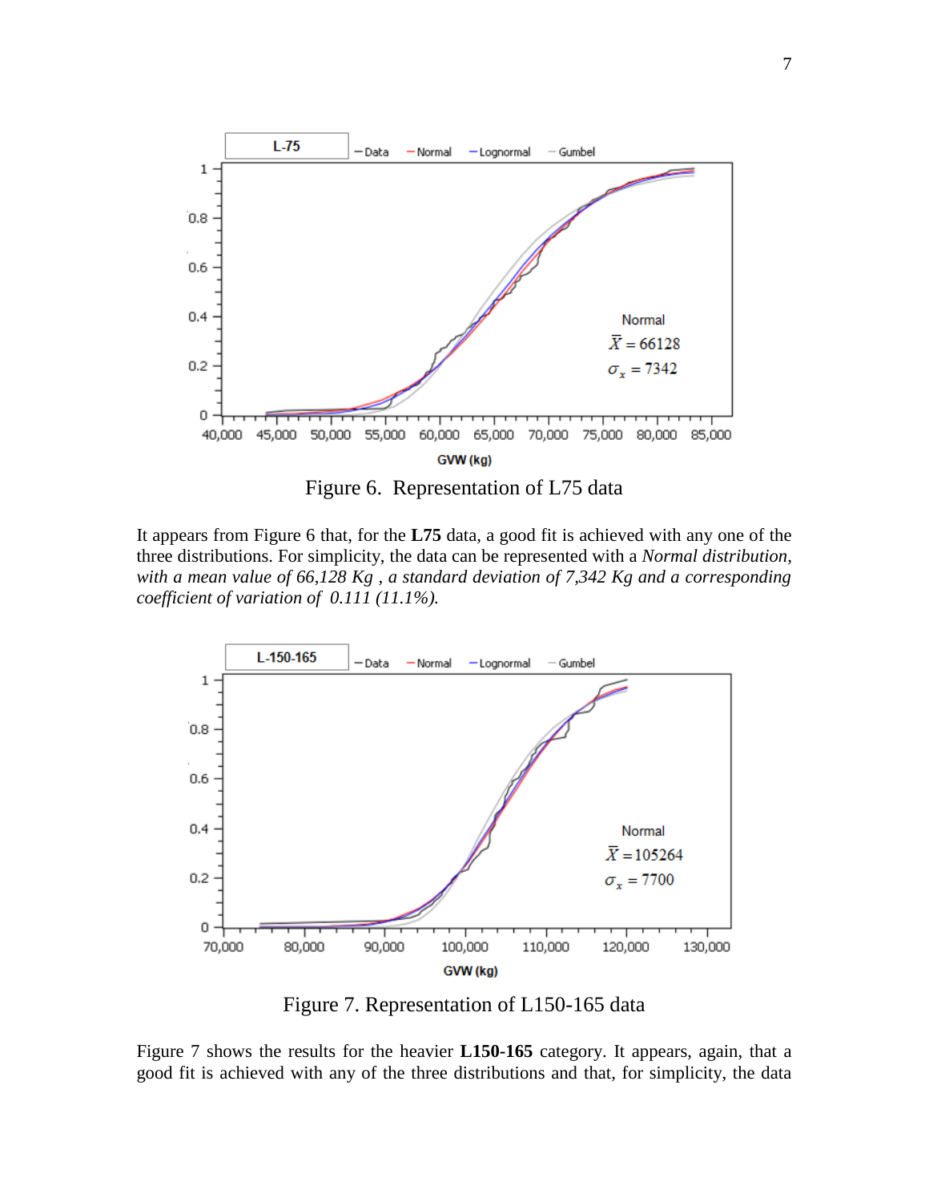Figure 6. Representation of L75 data

It appears from Figure 6 that, for the **L75** data, a good fit is achieved with any one of the three distributions. For simplicity, the data can be represented with a *Normal distribution, with a mean value of 66,128 Kg , a standard deviation of 7,342 Kg and a corresponding coefficient of variation of 0.111 (11.1%).*

Figure 7. Representation of L150-165 data

Figure 7 shows the results for the heavier **L150-165** category. It appears, again, that a good fit is achieved with any of the three distributions and that, for simplicity, the data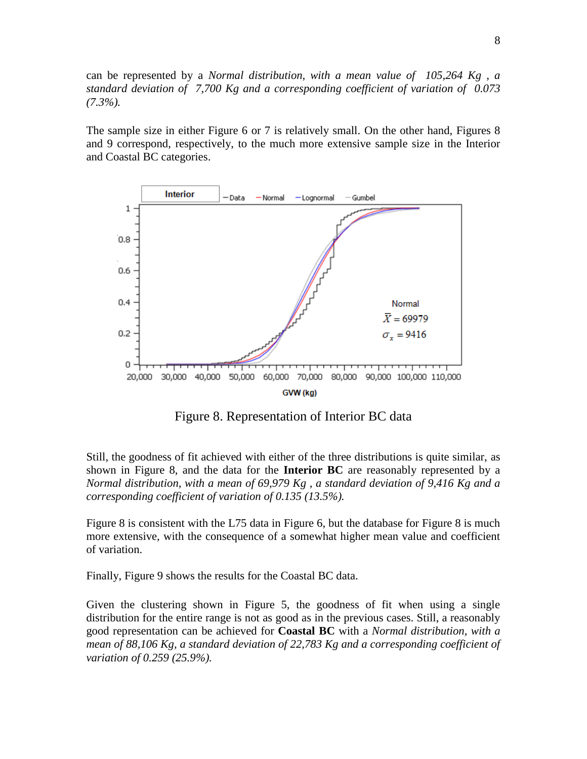can be represented by a *Normal distribution, with a mean value of 105,264 Kg , a standard deviation of 7,700 Kg and a corresponding coefficient of variation of 0.073 (7.3%).*

The sample size in either Figure 6 or 7 is relatively small. On the other hand, Figures 8 and 9 correspond, respectively, to the much more extensive sample size in the Interior and Coastal BC categories.

Figure 8. Representation of Interior BC data

Still, the goodness of fit achieved with either of the three distributions is quite similar, as shown in Figure 8, and the data for the **Interior BC** are reasonably represented by a *Normal distribution, with a mean of 69,979 Kg , a standard deviation of 9,416 Kg and a corresponding coefficient of variation of 0.135 (13.5%).*

Figure 8 is consistent with the L75 data in Figure 6, but the database for Figure 8 is much more extensive, with the consequence of a somewhat higher mean value and coefficient of variation.

Finally, Figure 9 shows the results for the Coastal BC data.

Given the clustering shown in Figure 5, the goodness of fit when using a single distribution for the entire range is not as good as in the previous cases. Still, a reasonably good representation can be achieved for **Coastal BC** with a *Normal distribution, with a mean of 88,106 Kg, a standard deviation of 22,783 Kg and a corresponding coefficient of variation of 0.259 (25.9%).*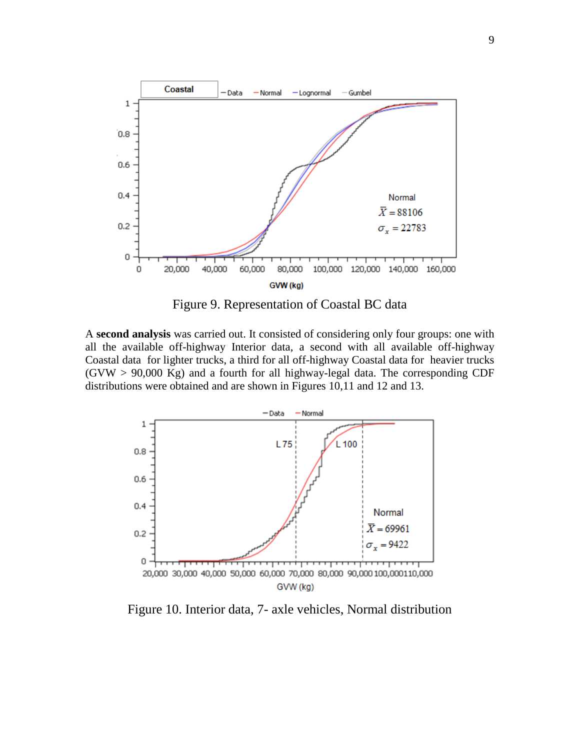Figure 9. Representation of Coastal BC data

A **second analysis** was carried out. It consisted of considering only four groups: one with all the available off-highway Interior data, a second with all available off-highway Coastal data for lighter trucks, a third for all off-highway Coastal data for heavier trucks (GVW > 90,000 Kg) and a fourth for all highway-legal data. The corresponding CDF distributions were obtained and are shown in Figures 10,11 and 12 and 13.

Figure 10. Interior data, 7- axle vehicles, Normal distribution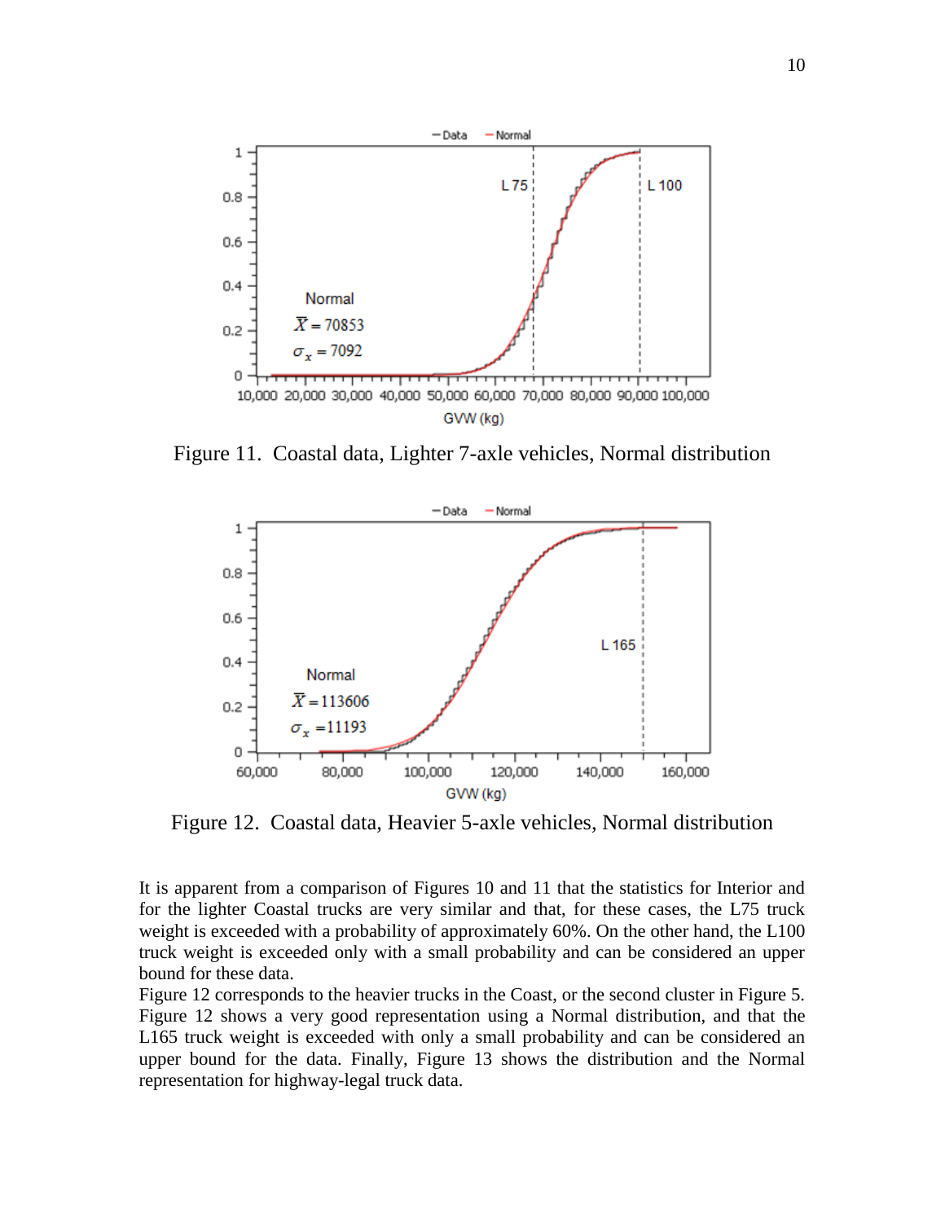Figure 11. Coastal data, Lighter 7-axle vehicles, Normal distribution

Figure 12. Coastal data, Heavier 5-axle vehicles, Normal distribution

It is apparent from a comparison of Figures 10 and 11 that the statistics for Interior and for the lighter Coastal trucks are very similar and that, for these cases, the L75 truck weight is exceeded with a probability of approximately 60%. On the other hand, the L100 truck weight is exceeded only with a small probability and can be considered an upper bound for these data.

Figure 12 corresponds to the heavier trucks in the Coast, or the second cluster in Figure 5. Figure 12 shows a very good representation using a Normal distribution, and that the L165 truck weight is exceeded with only a small probability and can be considered an upper bound for the data. Finally, Figure 13 shows the distribution and the Normal representation for highway-legal truck data.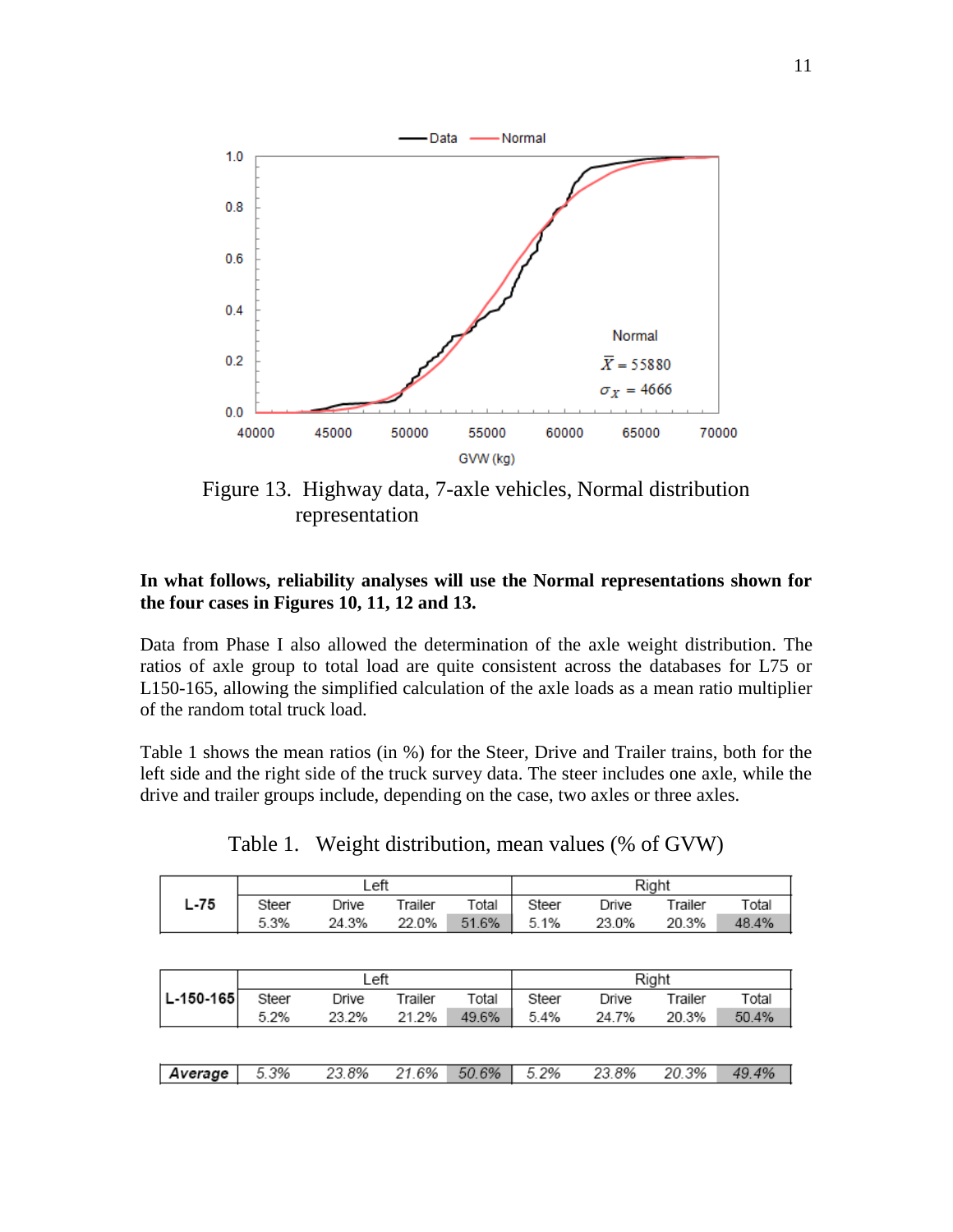Figure 13. Highway data, 7-axle vehicles, Normal distribution representation

**In what follows, reliability analyses will use the Normal representations shown for the four cases in Figures 10, 11, 12 and 13.**

Data from Phase I also allowed the determination of the axle weight distribution. The ratios of axle group to total load are quite consistent across the databases for L75 or L150-165, allowing the simplified calculation of the axle loads as a mean ratio multiplier of the random total truck load.

Table 1 shows the mean ratios (in %) for the Steer, Drive and Trailer trains, both for the left side and the right side of the truck survey data. The steer includes one axle, while the drive and trailer groups include, depending on the case, two axles or three axles.

Table 1. Weight distribution, mean values (% of GVW)

| | Left | | | | Right | | | |
|---|---|---|---|---|---|---|---|---|
| **L-75** | Steer | Drive | Trailer | Total | Steer | Drive | Trailer | Total |
| | 5.3% | 24.3% | 22.0% | 51.6% | 5.1% | 23.0% | 20.3% | 48.4% |

| | Left | | | | Right | | | |
|---|---|---|---|---|---|---|---|---|
| **L-150-165** | Steer | Drive | Trailer | Total | Steer | Drive | Trailer | Total |
| | 5.2% | 23.2% | 21.2% | 49.6% | 5.4% | 24.7% | 20.3% | 50.4% |

| | | | | | | | | |
|---|---|---|---|---|---|---|---|---|
| ***Average*** | *5.3%* | *23.8%* | *21.6%* | *50.6%* | *5.2%* | *23.8%* | *20.3%* | *49.4%* |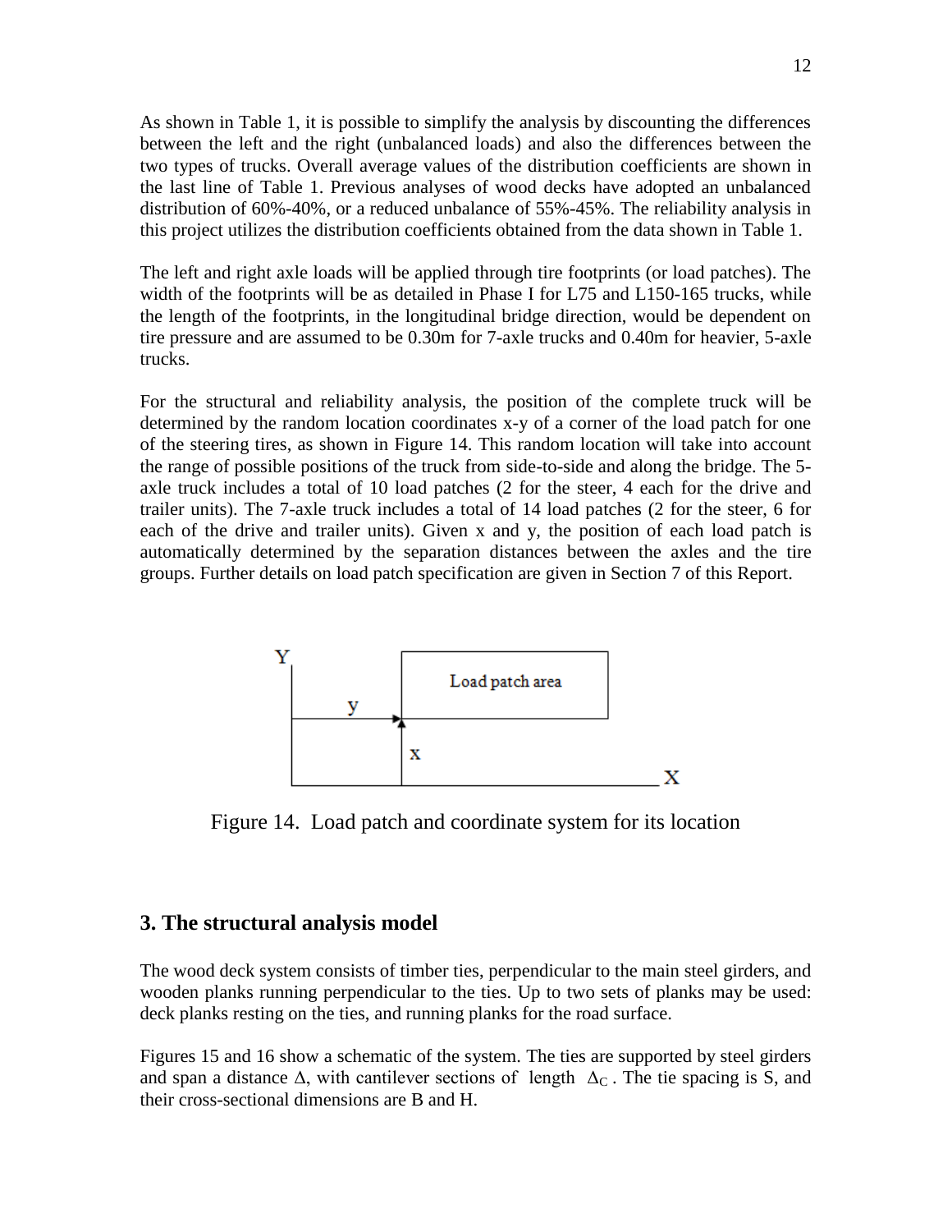As shown in Table 1, it is possible to simplify the analysis by discounting the differences between the left and the right (unbalanced loads) and also the differences between the two types of trucks. Overall average values of the distribution coefficients are shown in the last line of Table 1. Previous analyses of wood decks have adopted an unbalanced distribution of 60%-40%, or a reduced unbalance of 55%-45%. The reliability analysis in this project utilizes the distribution coefficients obtained from the data shown in Table 1.

The left and right axle loads will be applied through tire footprints (or load patches). The width of the footprints will be as detailed in Phase I for L75 and L150-165 trucks, while the length of the footprints, in the longitudinal bridge direction, would be dependent on tire pressure and are assumed to be 0.30m for 7-axle trucks and 0.40m for heavier, 5-axle trucks.

For the structural and reliability analysis, the position of the complete truck will be determined by the random location coordinates x-y of a corner of the load patch for one of the steering tires, as shown in Figure 14. This random location will take into account the range of possible positions of the truck from side-to-side and along the bridge. The 5-axle truck includes a total of 10 load patches (2 for the steer, 4 each for the drive and trailer units). The 7-axle truck includes a total of 14 load patches (2 for the steer, 6 for each of the drive and trailer units). Given x and y, the position of each load patch is automatically determined by the separation distances between the axles and the tire groups. Further details on load patch specification are given in Section 7 of this Report.

Figure 14. Load patch and coordinate system for its location

## 3. The structural analysis model

The wood deck system consists of timber ties, perpendicular to the main steel girders, and wooden planks running perpendicular to the ties. Up to two sets of planks may be used: deck planks resting on the ties, and running planks for the road surface.

Figures 15 and 16 show a schematic of the system. The ties are supported by steel girders and span a distance $\Delta$, with cantilever sections of length $\Delta_C$. The tie spacing is S, and their cross-sectional dimensions are B and H.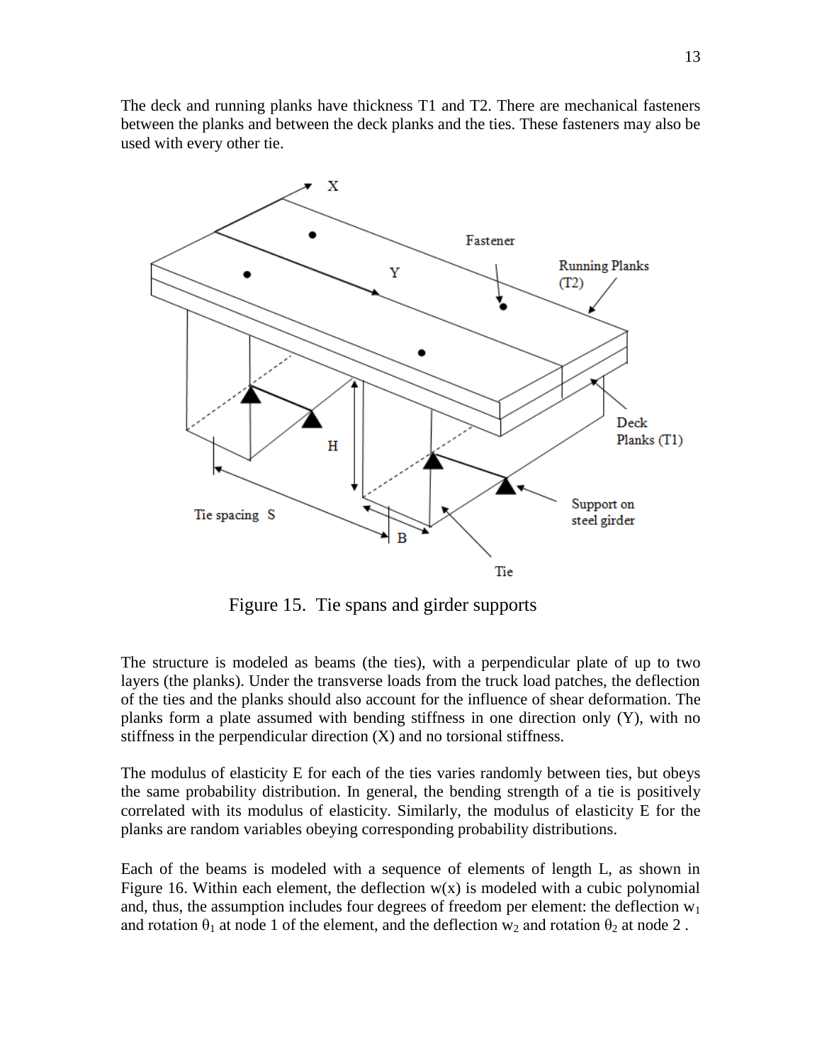The deck and running planks have thickness T1 and T2. There are mechanical fasteners between the planks and between the deck planks and the ties. These fasteners may also be used with every other tie.

Figure 15. Tie spans and girder supports

The structure is modeled as beams (the ties), with a perpendicular plate of up to two layers (the planks). Under the transverse loads from the truck load patches, the deflection of the ties and the planks should also account for the influence of shear deformation. The planks form a plate assumed with bending stiffness in one direction only (Y), with no stiffness in the perpendicular direction (X) and no torsional stiffness.

The modulus of elasticity E for each of the ties varies randomly between ties, but obeys the same probability distribution. In general, the bending strength of a tie is positively correlated with its modulus of elasticity. Similarly, the modulus of elasticity E for the planks are random variables obeying corresponding probability distributions.

Each of the beams is modeled with a sequence of elements of length L, as shown in Figure 16. Within each element, the deflection $w(x)$ is modeled with a cubic polynomial and, thus, the assumption includes four degrees of freedom per element: the deflection $w_1$ and rotation $\theta_1$ at node 1 of the element, and the deflection $w_2$ and rotation $\theta_2$ at node 2 .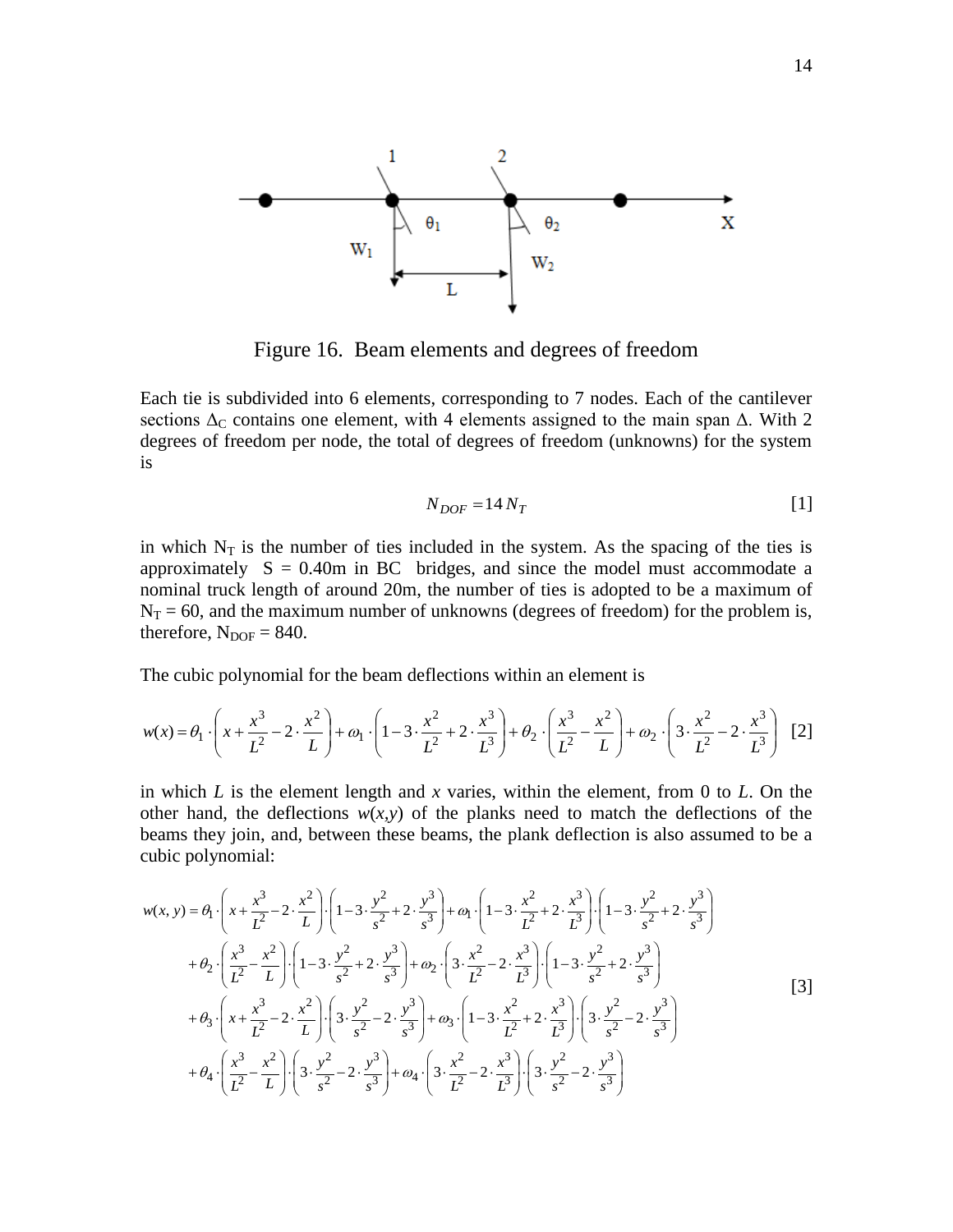Figure 16. Beam elements and degrees of freedom

Each tie is subdivided into 6 elements, corresponding to 7 nodes. Each of the cantilever sections $\Delta_C$ contains one element, with 4 elements assigned to the main span $\Delta$. With 2 degrees of freedom per node, the total of degrees of freedom (unknowns) for the system is

$$N_{DOF} = 14\, N_T \qquad [1]$$

in which $N_T$ is the number of ties included in the system. As the spacing of the ties is approximately S = 0.40m in BC bridges, and since the model must accommodate a nominal truck length of around 20m, the number of ties is adopted to be a maximum of $N_T = 60$, and the maximum number of unknowns (degrees of freedom) for the problem is, therefore, $N_{DOF} = 840$.

The cubic polynomial for the beam deflections within an element is

$$w(x) = \theta_1 \cdot \left( x + \frac{x^3}{L^2} - 2 \cdot \frac{x^2}{L} \right) + \omega_1 \cdot \left( 1 - 3 \cdot \frac{x^2}{L^2} + 2 \cdot \frac{x^3}{L^3} \right) + \theta_2 \cdot \left( \frac{x^3}{L^2} - \frac{x^2}{L} \right) + \omega_2 \cdot \left( 3 \cdot \frac{x^2}{L^2} - 2 \cdot \frac{x^3}{L^3} \right) \qquad [2]$$

in which *L* is the element length and *x* varies, within the element, from 0 to *L*. On the other hand, the deflections *w*(*x*,*y*) of the planks need to match the deflections of the beams they join, and, between these beams, the plank deflection is also assumed to be a cubic polynomial:

$$\begin{aligned}
w(x,y) = {} & \theta_1 \cdot \left( x + \frac{x^3}{L^2} - 2 \cdot \frac{x^2}{L} \right) \cdot \left( 1 - 3 \cdot \frac{y^2}{s^2} + 2 \cdot \frac{y^3}{s^3} \right) + \omega_1 \cdot \left( 1 - 3 \cdot \frac{x^2}{L^2} + 2 \cdot \frac{x^3}{L^3} \right) \cdot \left( 1 - 3 \cdot \frac{y^2}{s^2} + 2 \cdot \frac{y^3}{s^3} \right) \\
& + \theta_2 \cdot \left( \frac{x^3}{L^2} - \frac{x^2}{L} \right) \cdot \left( 1 - 3 \cdot \frac{y^2}{s^2} + 2 \cdot \frac{y^3}{s^3} \right) + \omega_2 \cdot \left( 3 \cdot \frac{x^2}{L^2} - 2 \cdot \frac{x^3}{L^3} \right) \cdot \left( 1 - 3 \cdot \frac{y^2}{s^2} + 2 \cdot \frac{y^3}{s^3} \right) \\
& + \theta_3 \cdot \left( x + \frac{x^3}{L^2} - 2 \cdot \frac{x^2}{L} \right) \cdot \left( 3 \cdot \frac{y^2}{s^2} - 2 \cdot \frac{y^3}{s^3} \right) + \omega_3 \cdot \left( 1 - 3 \cdot \frac{x^2}{L^2} + 2 \cdot \frac{x^3}{L^3} \right) \cdot \left( 3 \cdot \frac{y^2}{s^2} - 2 \cdot \frac{y^3}{s^3} \right) \\
& + \theta_4 \cdot \left( \frac{x^3}{L^2} - \frac{x^2}{L} \right) \cdot \left( 3 \cdot \frac{y^2}{s^2} - 2 \cdot \frac{y^3}{s^3} \right) + \omega_4 \cdot \left( 3 \cdot \frac{x^2}{L^2} - 2 \cdot \frac{x^3}{L^3} \right) \cdot \left( 3 \cdot \frac{y^2}{s^2} - 2 \cdot \frac{y^3}{s^3} \right)
\end{aligned} \qquad [3]$$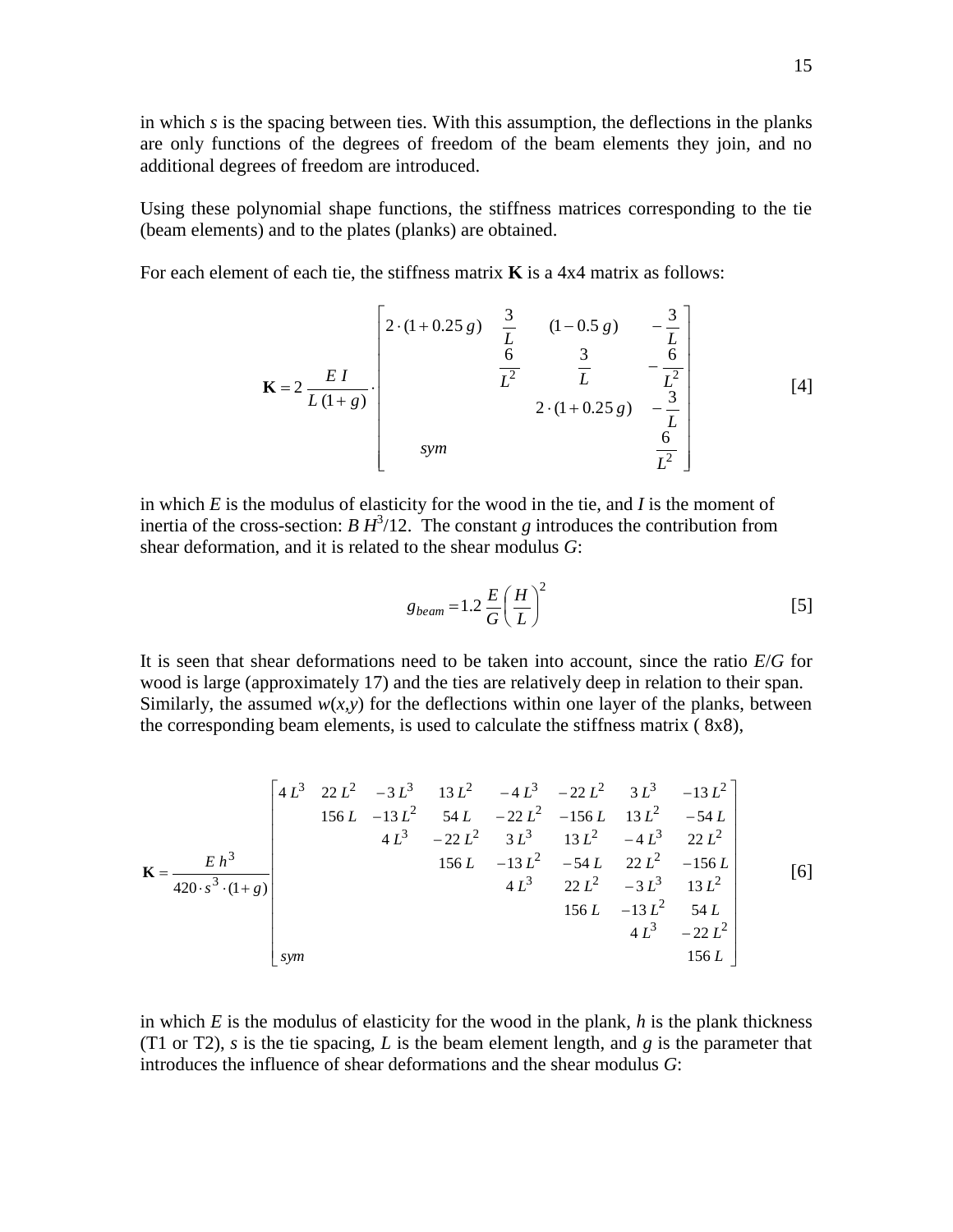in which $s$ is the spacing between ties. With this assumption, the deflections in the planks are only functions of the degrees of freedom of the beam elements they join, and no additional degrees of freedom are introduced.

Using these polynomial shape functions, the stiffness matrices corresponding to the tie (beam elements) and to the plates (planks) are obtained.

For each element of each tie, the stiffness matrix **K** is a 4x4 matrix as follows:

$$\mathbf{K} = 2\,\frac{E\,I}{L\,(1+g)} \cdot \begin{bmatrix} 2\cdot(1+0.25\,g) & \frac{3}{L} & (1-0.5\,g) & -\frac{3}{L} \\ & \frac{6}{L^2} & \frac{3}{L} & -\frac{6}{L^2} \\ & & 2\cdot(1+0.25\,g) & -\frac{3}{L} \\ sym & & & \frac{6}{L^2} \end{bmatrix} \qquad [4]$$

in which $E$ is the modulus of elasticity for the wood in the tie, and $I$ is the moment of inertia of the cross-section: $B\,H^3/12$. The constant $g$ introduces the contribution from shear deformation, and it is related to the shear modulus $G$:

$$g_{beam} = 1.2\,\frac{E}{G}\left(\frac{H}{L}\right)^2 \qquad [5]$$

It is seen that shear deformations need to be taken into account, since the ratio $E/G$ for wood is large (approximately 17) and the ties are relatively deep in relation to their span. Similarly, the assumed $w(x,y)$ for the deflections within one layer of the planks, between the corresponding beam elements, is used to calculate the stiffness matrix ( 8x8),

$$\mathbf{K} = \frac{E\,h^3}{420\cdot s^3\cdot(1+g)} \begin{bmatrix} 4\,L^3 & 22\,L^2 & -3\,L^3 & 13\,L^2 & -4\,L^3 & -22\,L^2 & 3\,L^3 & -13\,L^2 \\ & 156\,L & -13\,L^2 & 54\,L & -22\,L^2 & -156\,L & 13\,L^2 & -54\,L \\ & & 4\,L^3 & -22\,L^2 & 3\,L^3 & 13\,L^2 & -4\,L^3 & 22\,L^2 \\ & & & 156\,L & -13\,L^2 & -54\,L & 22\,L^2 & -156\,L \\ & & & & 4\,L^3 & 22\,L^2 & -3\,L^3 & 13\,L^2 \\ & & & & & 156\,L & -13\,L^2 & 54\,L \\ & & & & & & 4\,L^3 & -22\,L^2 \\ sym & & & & & & & 156\,L \end{bmatrix} \qquad [6]$$

in which $E$ is the modulus of elasticity for the wood in the plank, $h$ is the plank thickness (T1 or T2), $s$ is the tie spacing, $L$ is the beam element length, and $g$ is the parameter that introduces the influence of shear deformations and the shear modulus $G$: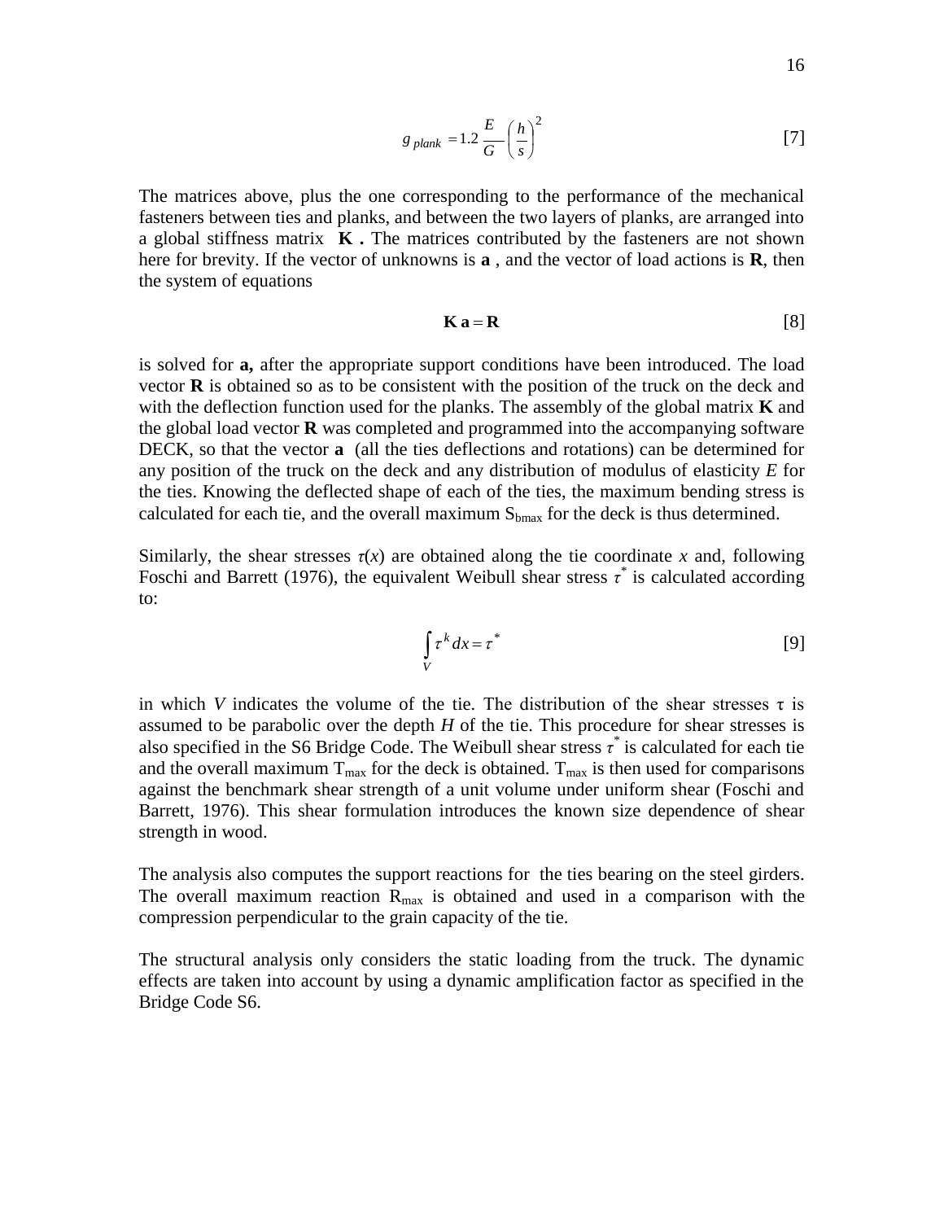$$g_{plank} = 1.2 \frac{E}{G} \left( \frac{h}{s} \right)^2 \qquad [7]$$

The matrices above, plus the one corresponding to the performance of the mechanical fasteners between ties and planks, and between the two layers of planks, are arranged into a global stiffness matrix **K** **.** The matrices contributed by the fasteners are not shown here for brevity. If the vector of unknowns is **a** , and the vector of load actions is **R**, then the system of equations

$$\mathbf{K}\,\mathbf{a} = \mathbf{R} \qquad [8]$$

is solved for **a,** after the appropriate support conditions have been introduced. The load vector **R** is obtained so as to be consistent with the position of the truck on the deck and with the deflection function used for the planks. The assembly of the global matrix **K** and the global load vector **R** was completed and programmed into the accompanying software DECK, so that the vector **a** (all the ties deflections and rotations) can be determined for any position of the truck on the deck and any distribution of modulus of elasticity $E$ for the ties. Knowing the deflected shape of each of the ties, the maximum bending stress is calculated for each tie, and the overall maximum $S_{bmax}$ for the deck is thus determined.

Similarly, the shear stresses $\tau(x)$ are obtained along the tie coordinate $x$ and, following Foschi and Barrett (1976), the equivalent Weibull shear stress $\tau^*$ is calculated according to:

$$\int_V \tau^k dx = \tau^* \qquad [9]$$

in which $V$ indicates the volume of the tie. The distribution of the shear stresses $\tau$ is assumed to be parabolic over the depth $H$ of the tie. This procedure for shear stresses is also specified in the S6 Bridge Code. The Weibull shear stress $\tau^*$ is calculated for each tie and the overall maximum $T_{max}$ for the deck is obtained. $T_{max}$ is then used for comparisons against the benchmark shear strength of a unit volume under uniform shear (Foschi and Barrett, 1976). This shear formulation introduces the known size dependence of shear strength in wood.

The analysis also computes the support reactions for the ties bearing on the steel girders. The overall maximum reaction $R_{max}$ is obtained and used in a comparison with the compression perpendicular to the grain capacity of the tie.

The structural analysis only considers the static loading from the truck. The dynamic effects are taken into account by using a dynamic amplification factor as specified in the Bridge Code S6.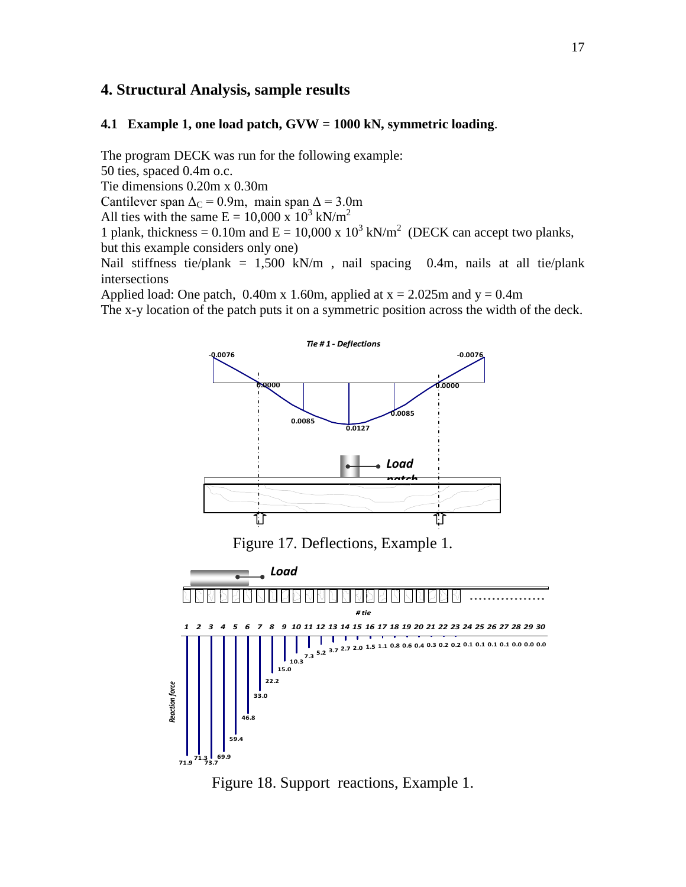## 4. Structural Analysis, sample results

### 4.1 Example 1, one load patch, GVW = 1000 kN, symmetric loading.

The program DECK was run for the following example:
50 ties, spaced 0.4m o.c.
Tie dimensions 0.20m x 0.30m
Cantilever span $\Delta_C$ = 0.9m, main span $\Delta$ = 3.0m
All ties with the same E = 10,000 x $10^3$ kN/m$^2$
1 plank, thickness = 0.10m and E = 10,000 x $10^3$ kN/m$^2$ (DECK can accept two planks, but this example considers only one)
Nail stiffness tie/plank = 1,500 kN/m , nail spacing 0.4m, nails at all tie/plank intersections
Applied load: One patch, 0.40m x 1.60m, applied at x = 2.025m and y = 0.4m
The x-y location of the patch puts it on a symmetric position across the width of the deck.

Figure 17. Deflections, Example 1.

Figure 18. Support reactions, Example 1.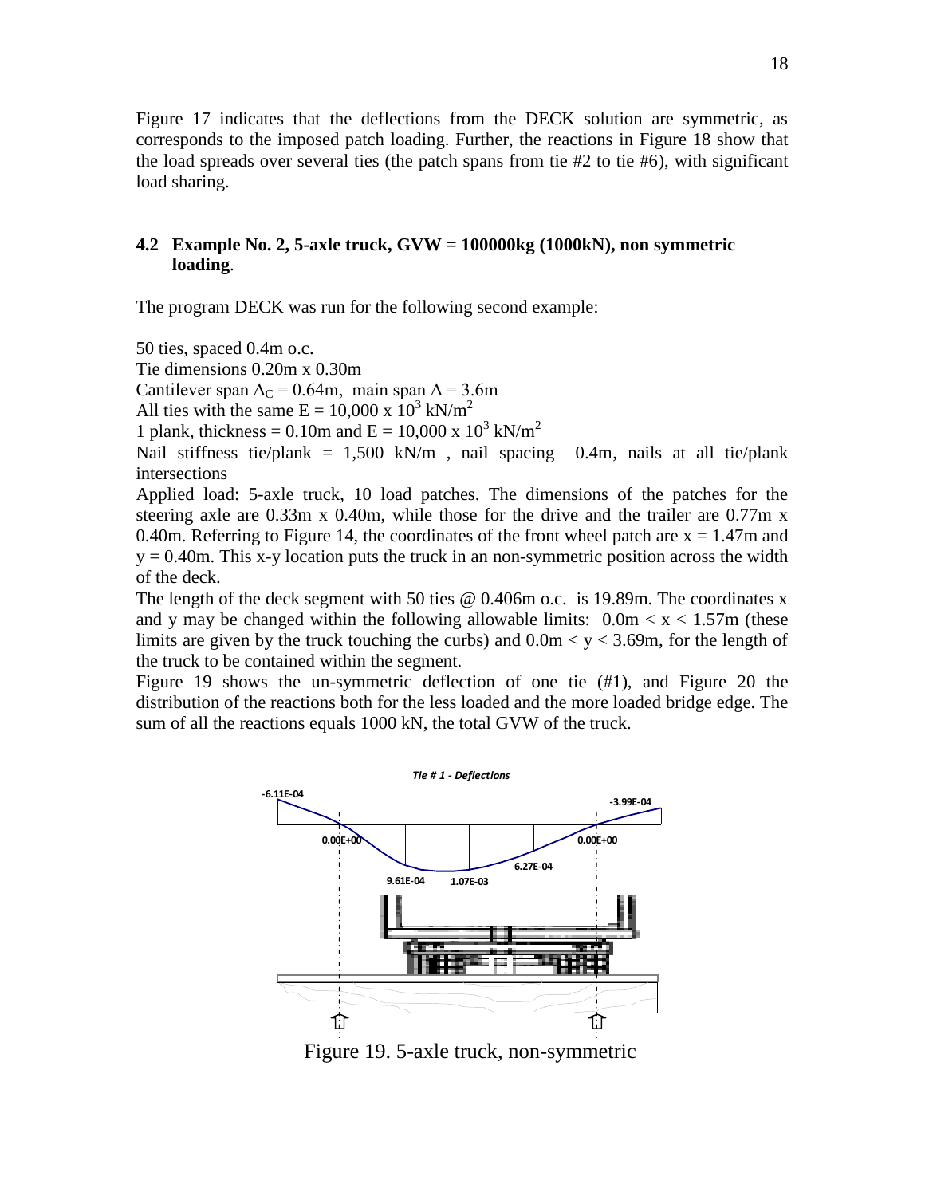Figure 17 indicates that the deflections from the DECK solution are symmetric, as corresponds to the imposed patch loading. Further, the reactions in Figure 18 show that the load spreads over several ties (the patch spans from tie #2 to tie #6), with significant load sharing.

### 4.2 Example No. 2, 5-axle truck, GVW = 100000kg (1000kN), non symmetric loading.

The program DECK was run for the following second example:

50 ties, spaced 0.4m o.c.
Tie dimensions 0.20m x 0.30m
Cantilever span $\Delta_C = 0.64$m, main span $\Delta = 3.6$m
All ties with the same E = 10,000 x $10^3$ kN/m$^2$
1 plank, thickness = 0.10m and E = 10,000 x $10^3$ kN/m$^2$
Nail stiffness tie/plank = 1,500 kN/m , nail spacing 0.4m, nails at all tie/plank intersections
Applied load: 5-axle truck, 10 load patches. The dimensions of the patches for the steering axle are 0.33m x 0.40m, while those for the drive and the trailer are 0.77m x 0.40m. Referring to Figure 14, the coordinates of the front wheel patch are x = 1.47m and y = 0.40m. This x-y location puts the truck in an non-symmetric position across the width of the deck.
The length of the deck segment with 50 ties @ 0.406m o.c. is 19.89m. The coordinates x and y may be changed within the following allowable limits: 0.0m < x < 1.57m (these limits are given by the truck touching the curbs) and 0.0m < y < 3.69m, for the length of the truck to be contained within the segment.
Figure 19 shows the un-symmetric deflection of one tie (#1), and Figure 20 the distribution of the reactions both for the less loaded and the more loaded bridge edge. The sum of all the reactions equals 1000 kN, the total GVW of the truck.

*Tie # 1 - Deflections*

-6.11E-04 | -3.99E-04 | 0.00E+00 | 0.00E+00 | 9.61E-04 | 1.07E-03 | 6.27E-04

Figure 19. 5-axle truck, non-symmetric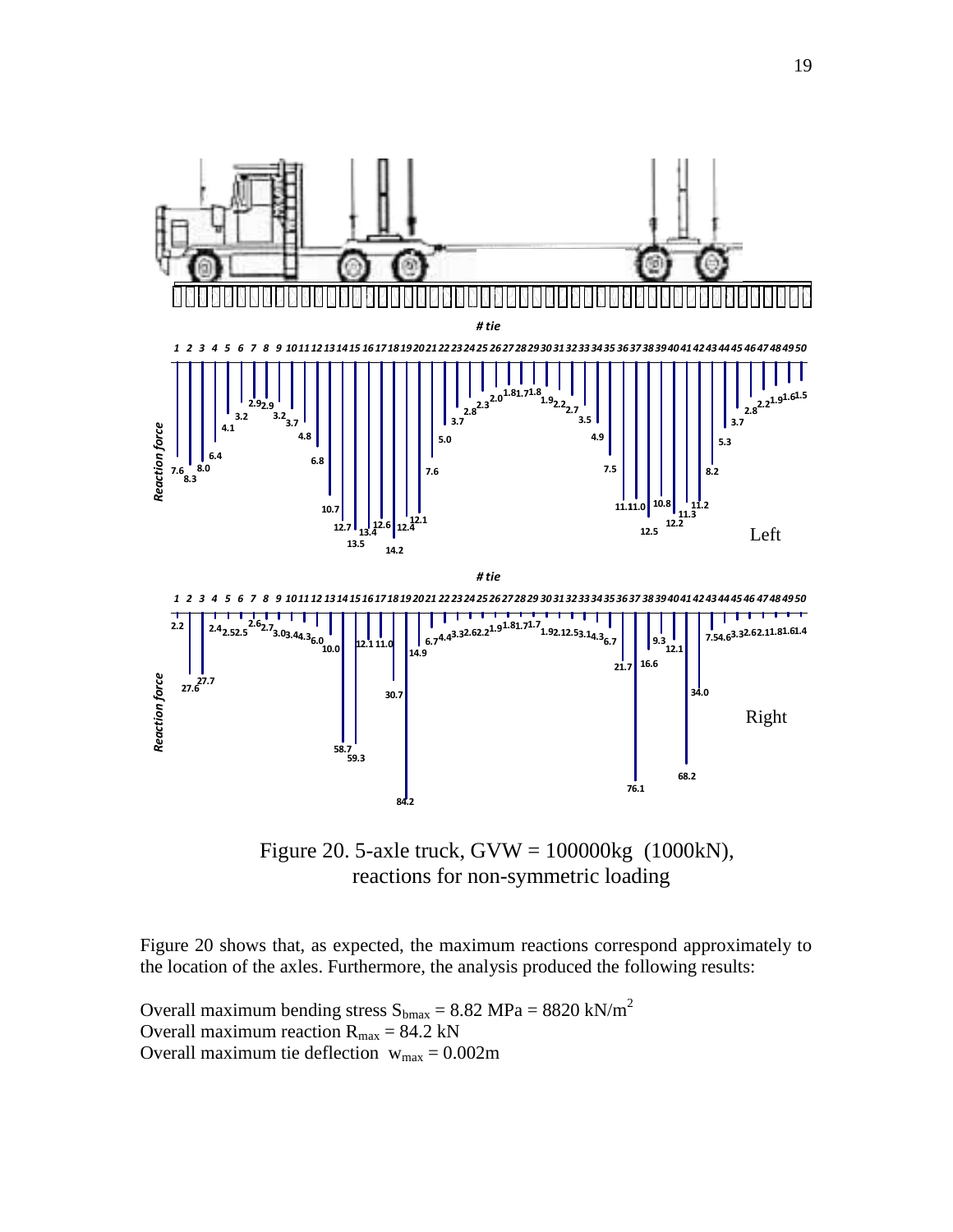Figure 20. 5-axle truck, GVW = 100000kg (1000kN), reactions for non-symmetric loading

Figure 20 shows that, as expected, the maximum reactions correspond approximately to the location of the axles. Furthermore, the analysis produced the following results:

Overall maximum bending stress $S_{bmax}$ = 8.82 MPa = 8820 kN/m$^2$
Overall maximum reaction $R_{max}$ = 84.2 kN
Overall maximum tie deflection $w_{max}$ = 0.002m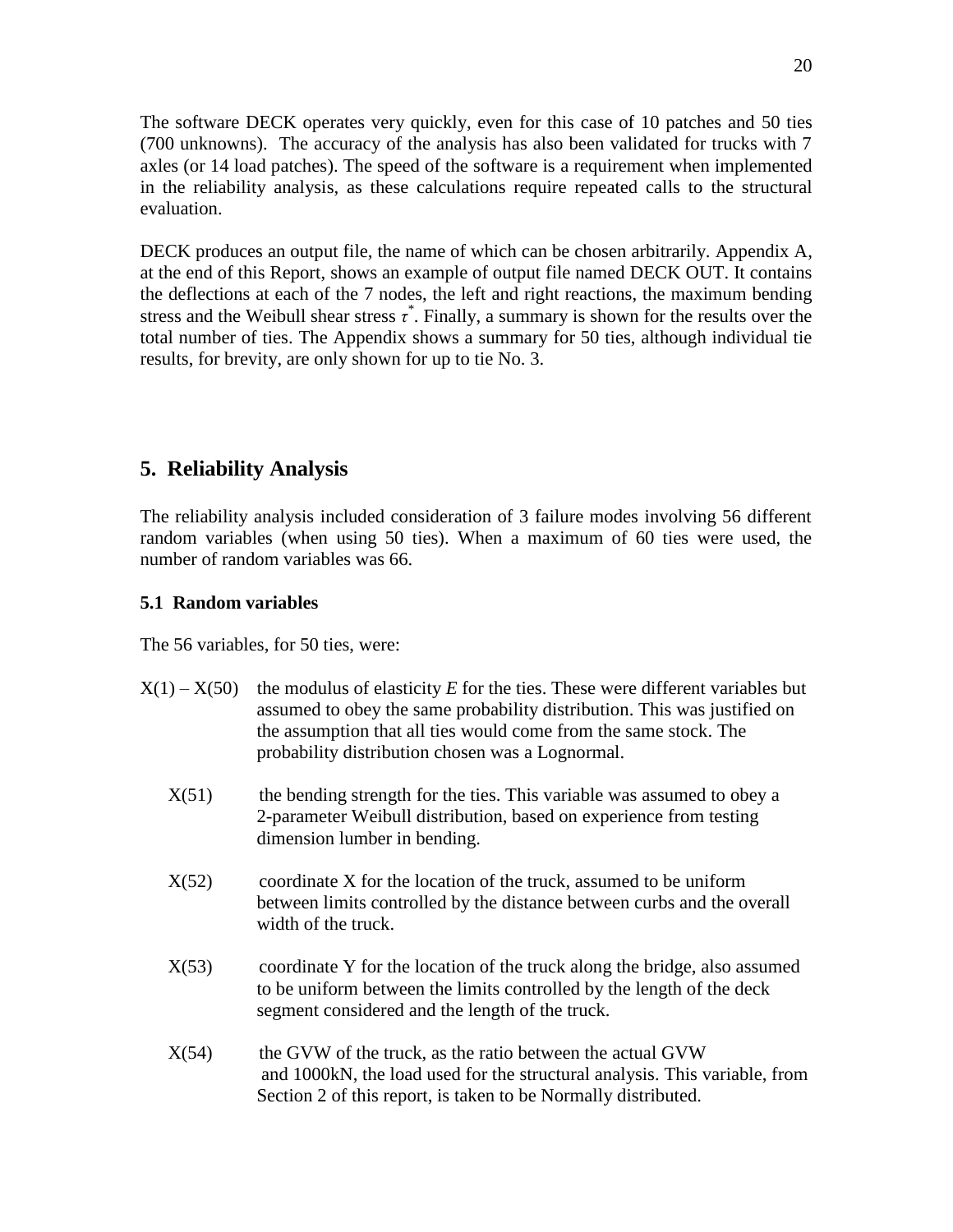The software DECK operates very quickly, even for this case of 10 patches and 50 ties (700 unknowns). The accuracy of the analysis has also been validated for trucks with 7 axles (or 14 load patches). The speed of the software is a requirement when implemented in the reliability analysis, as these calculations require repeated calls to the structural evaluation.

DECK produces an output file, the name of which can be chosen arbitrarily. Appendix A, at the end of this Report, shows an example of output file named DECK OUT. It contains the deflections at each of the 7 nodes, the left and right reactions, the maximum bending stress and the Weibull shear stress $\tau^*$. Finally, a summary is shown for the results over the total number of ties. The Appendix shows a summary for 50 ties, although individual tie results, for brevity, are only shown for up to tie No. 3.

## 5. Reliability Analysis

The reliability analysis included consideration of 3 failure modes involving 56 different random variables (when using 50 ties). When a maximum of 60 ties were used, the number of random variables was 66.

### 5.1 Random variables

The 56 variables, for 50 ties, were:

- X(1) – X(50) the modulus of elasticity *E* for the ties. These were different variables but assumed to obey the same probability distribution. This was justified on the assumption that all ties would come from the same stock. The probability distribution chosen was a Lognormal.

- X(51) the bending strength for the ties. This variable was assumed to obey a 2-parameter Weibull distribution, based on experience from testing dimension lumber in bending.

- X(52) coordinate X for the location of the truck, assumed to be uniform between limits controlled by the distance between curbs and the overall width of the truck.

- X(53) coordinate Y for the location of the truck along the bridge, also assumed to be uniform between the limits controlled by the length of the deck segment considered and the length of the truck.

- X(54) the GVW of the truck, as the ratio between the actual GVW and 1000kN, the load used for the structural analysis. This variable, from Section 2 of this report, is taken to be Normally distributed.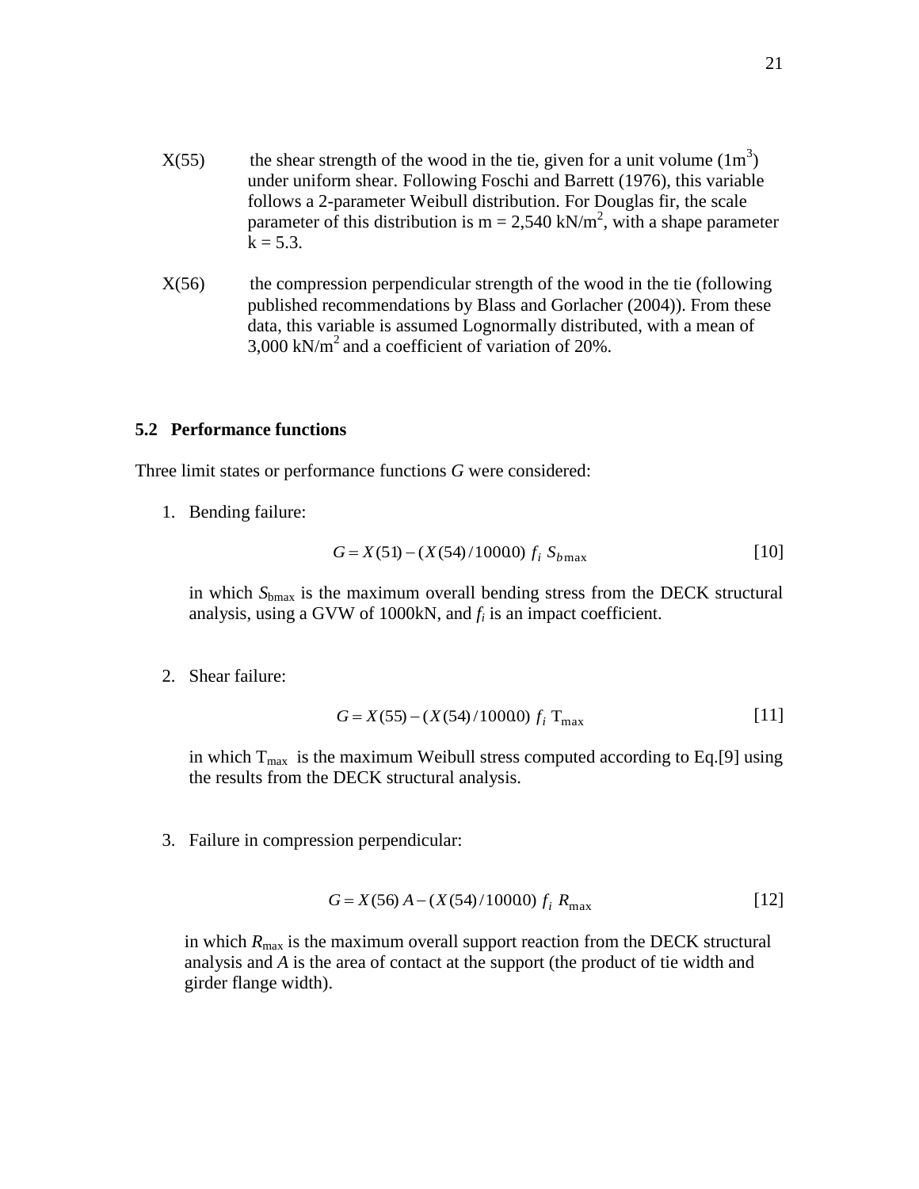X(55) the shear strength of the wood in the tie, given for a unit volume ($1m^3$) under uniform shear. Following Foschi and Barrett (1976), this variable follows a 2-parameter Weibull distribution. For Douglas fir, the scale parameter of this distribution is m = 2,540 $kN/m^2$, with a shape parameter k = 5.3.

X(56) the compression perpendicular strength of the wood in the tie (following published recommendations by Blass and Gorlacher (2004)). From these data, this variable is assumed Lognormally distributed, with a mean of 3,000 $kN/m^2$ and a coefficient of variation of 20%.

### 5.2 Performance functions

Three limit states or performance functions $G$ were considered:

1. Bending failure:

$$G = X(51) - (X(54)/1000.0)\ f_i\ S_{b\max} \qquad [10]$$

in which $S_{bmax}$ is the maximum overall bending stress from the DECK structural analysis, using a GVW of 1000kN, and $f_i$ is an impact coefficient.

2. Shear failure:

$$G = X(55) - (X(54)/1000.0)\ f_i\ \mathrm{T}_{\max} \qquad [11]$$

in which $\mathrm{T}_{max}$ is the maximum Weibull stress computed according to Eq.[9] using the results from the DECK structural analysis.

3. Failure in compression perpendicular:

$$G = X(56)\ A - (X(54)/1000.0)\ f_i\ R_{\max} \qquad [12]$$

in which $R_{max}$ is the maximum overall support reaction from the DECK structural analysis and $A$ is the area of contact at the support (the product of tie width and girder flange width).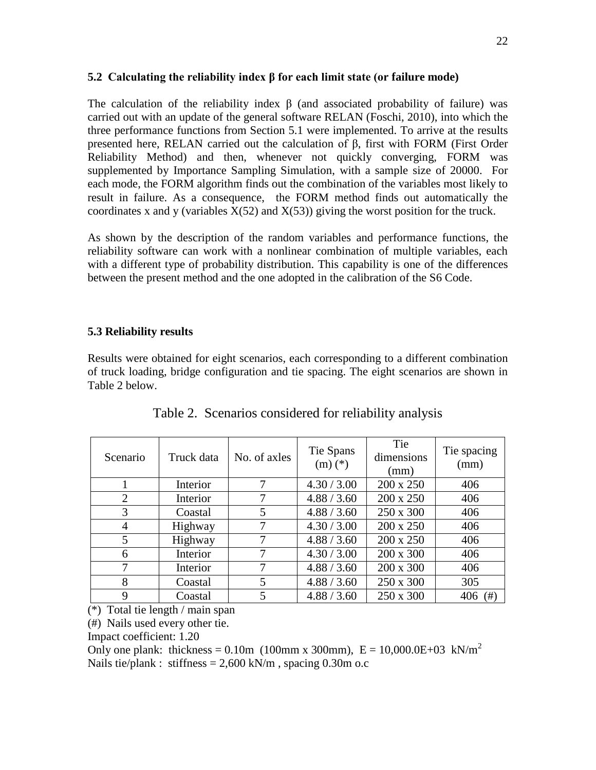### 5.2 Calculating the reliability index β for each limit state (or failure mode)

The calculation of the reliability index β (and associated probability of failure) was carried out with an update of the general software RELAN (Foschi, 2010), into which the three performance functions from Section 5.1 were implemented. To arrive at the results presented here, RELAN carried out the calculation of β, first with FORM (First Order Reliability Method) and then, whenever not quickly converging, FORM was supplemented by Importance Sampling Simulation, with a sample size of 20000. For each mode, the FORM algorithm finds out the combination of the variables most likely to result in failure. As a consequence, the FORM method finds out automatically the coordinates x and y (variables X(52) and X(53)) giving the worst position for the truck.

As shown by the description of the random variables and performance functions, the reliability software can work with a nonlinear combination of multiple variables, each with a different type of probability distribution. This capability is one of the differences between the present method and the one adopted in the calibration of the S6 Code.

### 5.3 Reliability results

Results were obtained for eight scenarios, each corresponding to a different combination of truck loading, bridge configuration and tie spacing. The eight scenarios are shown in Table 2 below.

Table 2. Scenarios considered for reliability analysis

| Scenario | Truck data | No. of axles | Tie Spans (m) (*) | Tie dimensions (mm) | Tie spacing (mm) |
|---|---|---|---|---|---|
| 1 | Interior | 7 | 4.30 / 3.00 | 200 x 250 | 406 |
| 2 | Interior | 7 | 4.88 / 3.60 | 200 x 250 | 406 |
| 3 | Coastal | 5 | 4.88 / 3.60 | 250 x 300 | 406 |
| 4 | Highway | 7 | 4.30 / 3.00 | 200 x 250 | 406 |
| 5 | Highway | 7 | 4.88 / 3.60 | 200 x 250 | 406 |
| 6 | Interior | 7 | 4.30 / 3.00 | 200 x 300 | 406 |
| 7 | Interior | 7 | 4.88 / 3.60 | 200 x 300 | 406 |
| 8 | Coastal | 5 | 4.88 / 3.60 | 250 x 300 | 305 |
| 9 | Coastal | 5 | 4.88 / 3.60 | 250 x 300 | 406 (#) |

(*) Total tie length / main span

(#) Nails used every other tie.

Impact coefficient: 1.20

Only one plank: thickness = 0.10m (100mm x 300mm), E = 10,000.0E+03 kN/$m^2$

Nails tie/plank : stiffness = 2,600 kN/m , spacing 0.30m o.c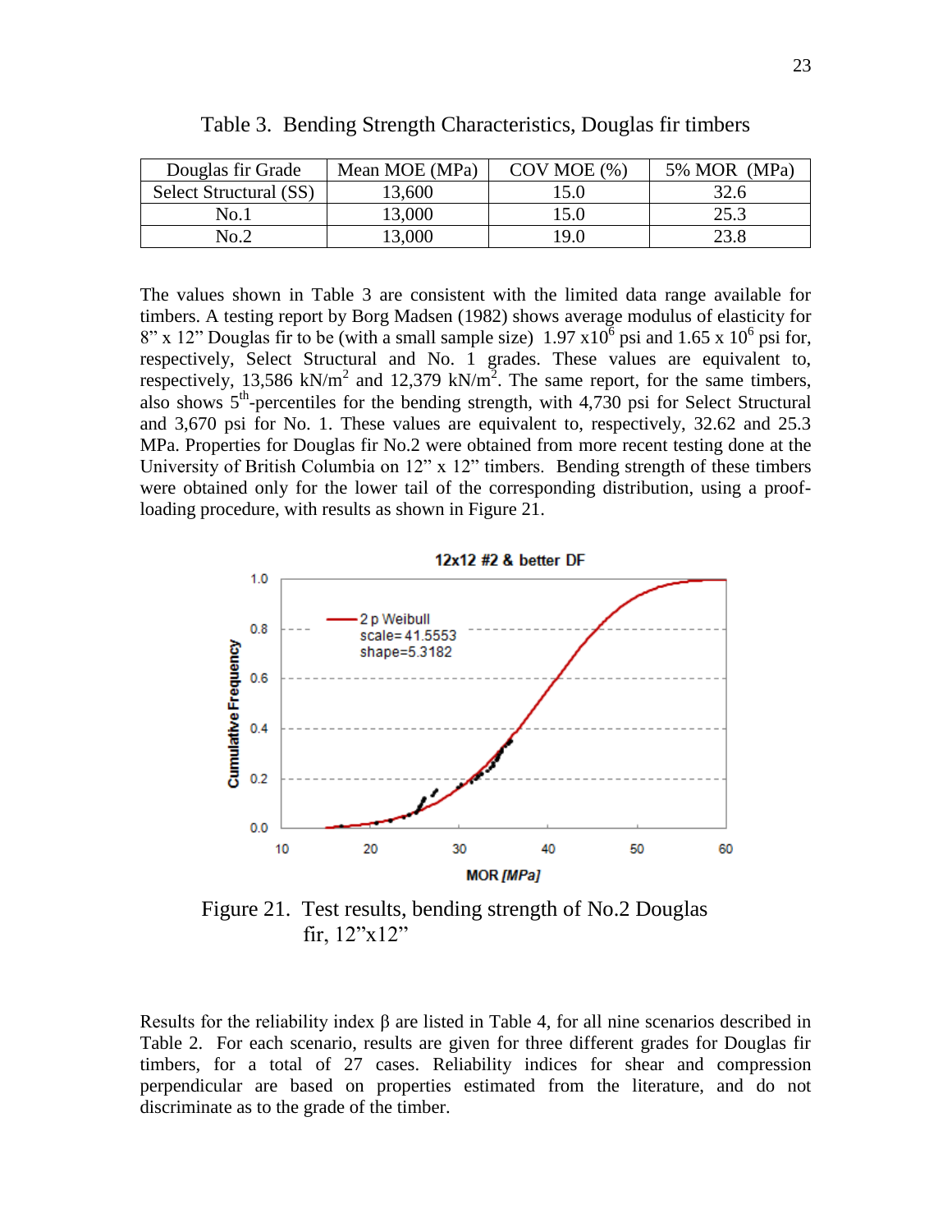Table 3. Bending Strength Characteristics, Douglas fir timbers

| Douglas fir Grade | Mean MOE (MPa) | COV MOE (%) | 5% MOR (MPa) |
|---|---|---|---|
| Select Structural (SS) | 13,600 | 15.0 | 32.6 |
| No.1 | 13,000 | 15.0 | 25.3 |
| No.2 | 13,000 | 19.0 | 23.8 |

The values shown in Table 3 are consistent with the limited data range available for timbers. A testing report by Borg Madsen (1982) shows average modulus of elasticity for 8" x 12" Douglas fir to be (with a small sample size) $1.97 \times 10^6$ psi and $1.65 \times 10^6$ psi for, respectively, Select Structural and No. 1 grades. These values are equivalent to, respectively, 13,586 $kN/m^2$ and 12,379 $kN/m^2$. The same report, for the same timbers, also shows $5^{th}$-percentiles for the bending strength, with 4,730 psi for Select Structural and 3,670 psi for No. 1. These values are equivalent to, respectively, 32.62 and 25.3 MPa. Properties for Douglas fir No.2 were obtained from more recent testing done at the University of British Columbia on 12" x 12" timbers. Bending strength of these timbers were obtained only for the lower tail of the corresponding distribution, using a proof-loading procedure, with results as shown in Figure 21.

Figure 21. Test results, bending strength of No.2 Douglas fir, 12"x12"

Results for the reliability index β are listed in Table 4, for all nine scenarios described in Table 2. For each scenario, results are given for three different grades for Douglas fir timbers, for a total of 27 cases. Reliability indices for shear and compression perpendicular are based on properties estimated from the literature, and do not discriminate as to the grade of the timber.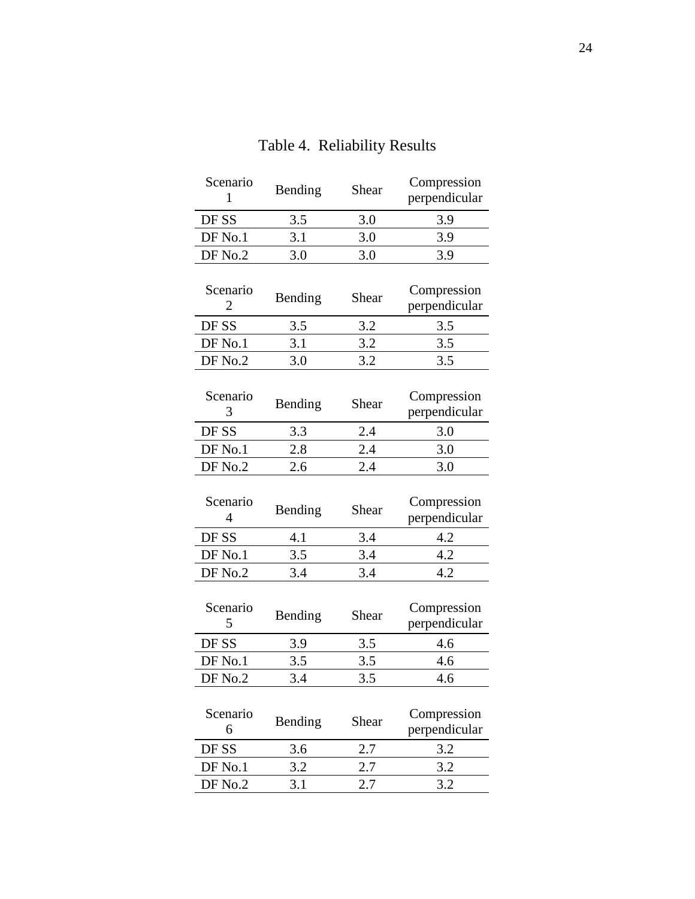Table 4. Reliability Results

| Scenario 1 | Bending | Shear | Compression perpendicular |
|---|---|---|---|
| DF SS | 3.5 | 3.0 | 3.9 |
| DF No.1 | 3.1 | 3.0 | 3.9 |
| DF No.2 | 3.0 | 3.0 | 3.9 |

| Scenario 2 | Bending | Shear | Compression perpendicular |
|---|---|---|---|
| DF SS | 3.5 | 3.2 | 3.5 |
| DF No.1 | 3.1 | 3.2 | 3.5 |
| DF No.2 | 3.0 | 3.2 | 3.5 |

| Scenario 3 | Bending | Shear | Compression perpendicular |
|---|---|---|---|
| DF SS | 3.3 | 2.4 | 3.0 |
| DF No.1 | 2.8 | 2.4 | 3.0 |
| DF No.2 | 2.6 | 2.4 | 3.0 |

| Scenario 4 | Bending | Shear | Compression perpendicular |
|---|---|---|---|
| DF SS | 4.1 | 3.4 | 4.2 |
| DF No.1 | 3.5 | 3.4 | 4.2 |
| DF No.2 | 3.4 | 3.4 | 4.2 |

| Scenario 5 | Bending | Shear | Compression perpendicular |
|---|---|---|---|
| DF SS | 3.9 | 3.5 | 4.6 |
| DF No.1 | 3.5 | 3.5 | 4.6 |
| DF No.2 | 3.4 | 3.5 | 4.6 |

| Scenario 6 | Bending | Shear | Compression perpendicular |
|---|---|---|---|
| DF SS | 3.6 | 2.7 | 3.2 |
| DF No.1 | 3.2 | 2.7 | 3.2 |
| DF No.2 | 3.1 | 2.7 | 3.2 |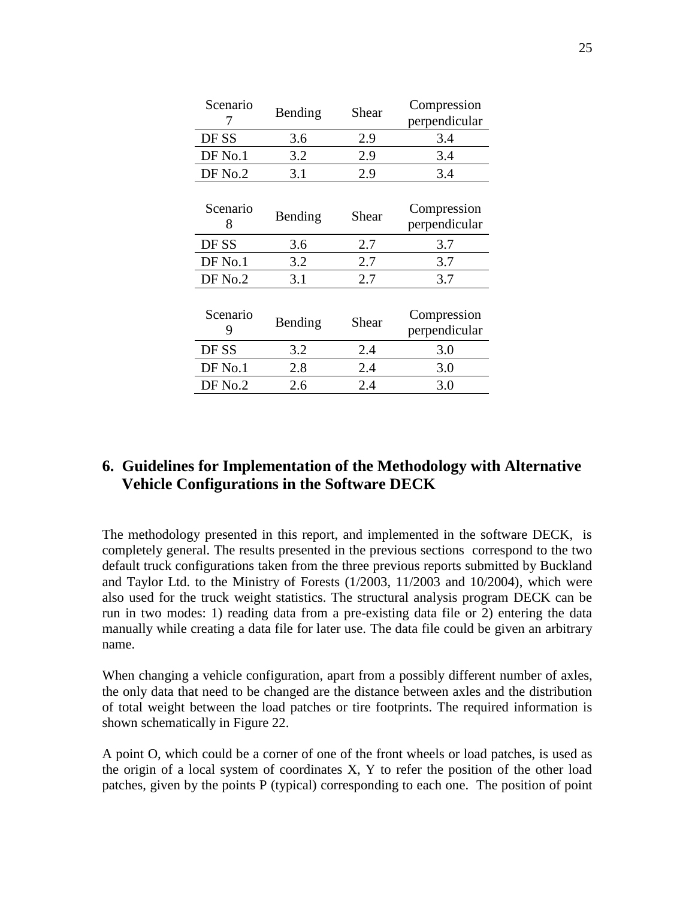| Scenario 7 | Bending | Shear | Compression perpendicular |
|---|---|---|---|
| DF SS | 3.6 | 2.9 | 3.4 |
| DF No.1 | 3.2 | 2.9 | 3.4 |
| DF No.2 | 3.1 | 2.9 | 3.4 |

| Scenario 8 | Bending | Shear | Compression perpendicular |
|---|---|---|---|
| DF SS | 3.6 | 2.7 | 3.7 |
| DF No.1 | 3.2 | 2.7 | 3.7 |
| DF No.2 | 3.1 | 2.7 | 3.7 |

| Scenario 9 | Bending | Shear | Compression perpendicular |
|---|---|---|---|
| DF SS | 3.2 | 2.4 | 3.0 |
| DF No.1 | 2.8 | 2.4 | 3.0 |
| DF No.2 | 2.6 | 2.4 | 3.0 |

## 6. Guidelines for Implementation of the Methodology with Alternative Vehicle Configurations in the Software DECK

The methodology presented in this report, and implemented in the software DECK, is completely general. The results presented in the previous sections correspond to the two default truck configurations taken from the three previous reports submitted by Buckland and Taylor Ltd. to the Ministry of Forests (1/2003, 11/2003 and 10/2004), which were also used for the truck weight statistics. The structural analysis program DECK can be run in two modes: 1) reading data from a pre-existing data file or 2) entering the data manually while creating a data file for later use. The data file could be given an arbitrary name.

When changing a vehicle configuration, apart from a possibly different number of axles, the only data that need to be changed are the distance between axles and the distribution of total weight between the load patches or tire footprints. The required information is shown schematically in Figure 22.

A point O, which could be a corner of one of the front wheels or load patches, is used as the origin of a local system of coordinates X, Y to refer the position of the other load patches, given by the points P (typical) corresponding to each one. The position of point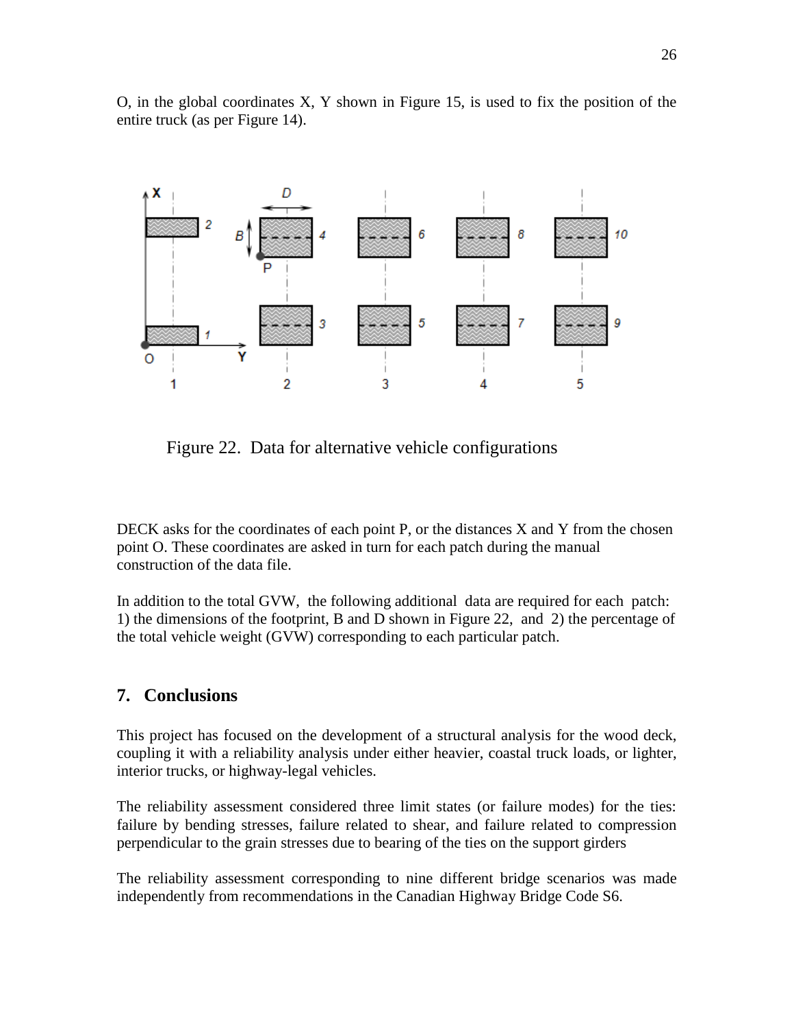O, in the global coordinates X, Y shown in Figure 15, is used to fix the position of the entire truck (as per Figure 14).

Figure 22. Data for alternative vehicle configurations

DECK asks for the coordinates of each point P, or the distances X and Y from the chosen point O. These coordinates are asked in turn for each patch during the manual construction of the data file.

In addition to the total GVW, the following additional data are required for each patch: 1) the dimensions of the footprint, B and D shown in Figure 22, and 2) the percentage of the total vehicle weight (GVW) corresponding to each particular patch.

## 7. Conclusions

This project has focused on the development of a structural analysis for the wood deck, coupling it with a reliability analysis under either heavier, coastal truck loads, or lighter, interior trucks, or highway-legal vehicles.

The reliability assessment considered three limit states (or failure modes) for the ties: failure by bending stresses, failure related to shear, and failure related to compression perpendicular to the grain stresses due to bearing of the ties on the support girders

The reliability assessment corresponding to nine different bridge scenarios was made independently from recommendations in the Canadian Highway Bridge Code S6.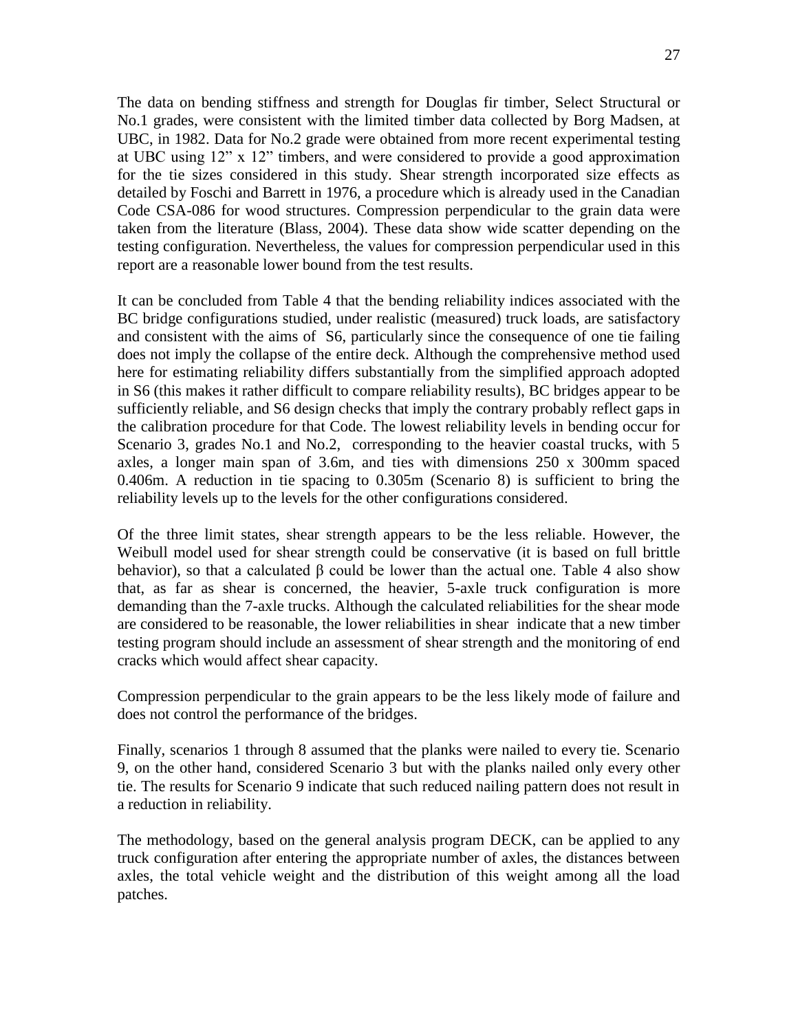The data on bending stiffness and strength for Douglas fir timber, Select Structural or No.1 grades, were consistent with the limited timber data collected by Borg Madsen, at UBC, in 1982. Data for No.2 grade were obtained from more recent experimental testing at UBC using 12" x 12" timbers, and were considered to provide a good approximation for the tie sizes considered in this study. Shear strength incorporated size effects as detailed by Foschi and Barrett in 1976, a procedure which is already used in the Canadian Code CSA-086 for wood structures. Compression perpendicular to the grain data were taken from the literature (Blass, 2004). These data show wide scatter depending on the testing configuration. Nevertheless, the values for compression perpendicular used in this report are a reasonable lower bound from the test results.

It can be concluded from Table 4 that the bending reliability indices associated with the BC bridge configurations studied, under realistic (measured) truck loads, are satisfactory and consistent with the aims of S6, particularly since the consequence of one tie failing does not imply the collapse of the entire deck. Although the comprehensive method used here for estimating reliability differs substantially from the simplified approach adopted in S6 (this makes it rather difficult to compare reliability results), BC bridges appear to be sufficiently reliable, and S6 design checks that imply the contrary probably reflect gaps in the calibration procedure for that Code. The lowest reliability levels in bending occur for Scenario 3, grades No.1 and No.2, corresponding to the heavier coastal trucks, with 5 axles, a longer main span of 3.6m, and ties with dimensions 250 x 300mm spaced 0.406m. A reduction in tie spacing to 0.305m (Scenario 8) is sufficient to bring the reliability levels up to the levels for the other configurations considered.

Of the three limit states, shear strength appears to be the less reliable. However, the Weibull model used for shear strength could be conservative (it is based on full brittle behavior), so that a calculated $\beta$ could be lower than the actual one. Table 4 also show that, as far as shear is concerned, the heavier, 5-axle truck configuration is more demanding than the 7-axle trucks. Although the calculated reliabilities for the shear mode are considered to be reasonable, the lower reliabilities in shear indicate that a new timber testing program should include an assessment of shear strength and the monitoring of end cracks which would affect shear capacity.

Compression perpendicular to the grain appears to be the less likely mode of failure and does not control the performance of the bridges.

Finally, scenarios 1 through 8 assumed that the planks were nailed to every tie. Scenario 9, on the other hand, considered Scenario 3 but with the planks nailed only every other tie. The results for Scenario 9 indicate that such reduced nailing pattern does not result in a reduction in reliability.

The methodology, based on the general analysis program DECK, can be applied to any truck configuration after entering the appropriate number of axles, the distances between axles, the total vehicle weight and the distribution of this weight among all the load patches.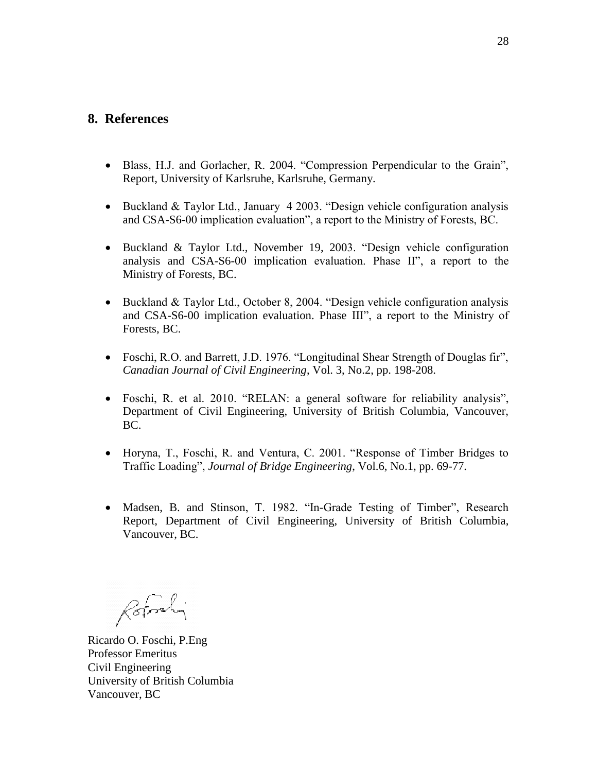## 8. References

- Blass, H.J. and Gorlacher, R. 2004. "Compression Perpendicular to the Grain", Report, University of Karlsruhe, Karlsruhe, Germany.

- Buckland & Taylor Ltd., January 4 2003. "Design vehicle configuration analysis and CSA-S6-00 implication evaluation", a report to the Ministry of Forests, BC.

- Buckland & Taylor Ltd., November 19, 2003. "Design vehicle configuration analysis and CSA-S6-00 implication evaluation. Phase II", a report to the Ministry of Forests, BC.

- Buckland & Taylor Ltd., October 8, 2004. "Design vehicle configuration analysis and CSA-S6-00 implication evaluation. Phase III", a report to the Ministry of Forests, BC.

- Foschi, R.O. and Barrett, J.D. 1976. "Longitudinal Shear Strength of Douglas fir", *Canadian Journal of Civil Engineering*, Vol. 3, No.2, pp. 198-208.

- Foschi, R. et al. 2010. "RELAN: a general software for reliability analysis", Department of Civil Engineering, University of British Columbia, Vancouver, BC.

- Horyna, T., Foschi, R. and Ventura, C. 2001. "Response of Timber Bridges to Traffic Loading", *Journal of Bridge Engineering*, Vol.6, No.1, pp. 69-77.

- Madsen, B. and Stinson, T. 1982. "In-Grade Testing of Timber", Research Report, Department of Civil Engineering, University of British Columbia, Vancouver, BC.

Ricardo O. Foschi, P.Eng
Professor Emeritus
Civil Engineering
University of British Columbia
Vancouver, BC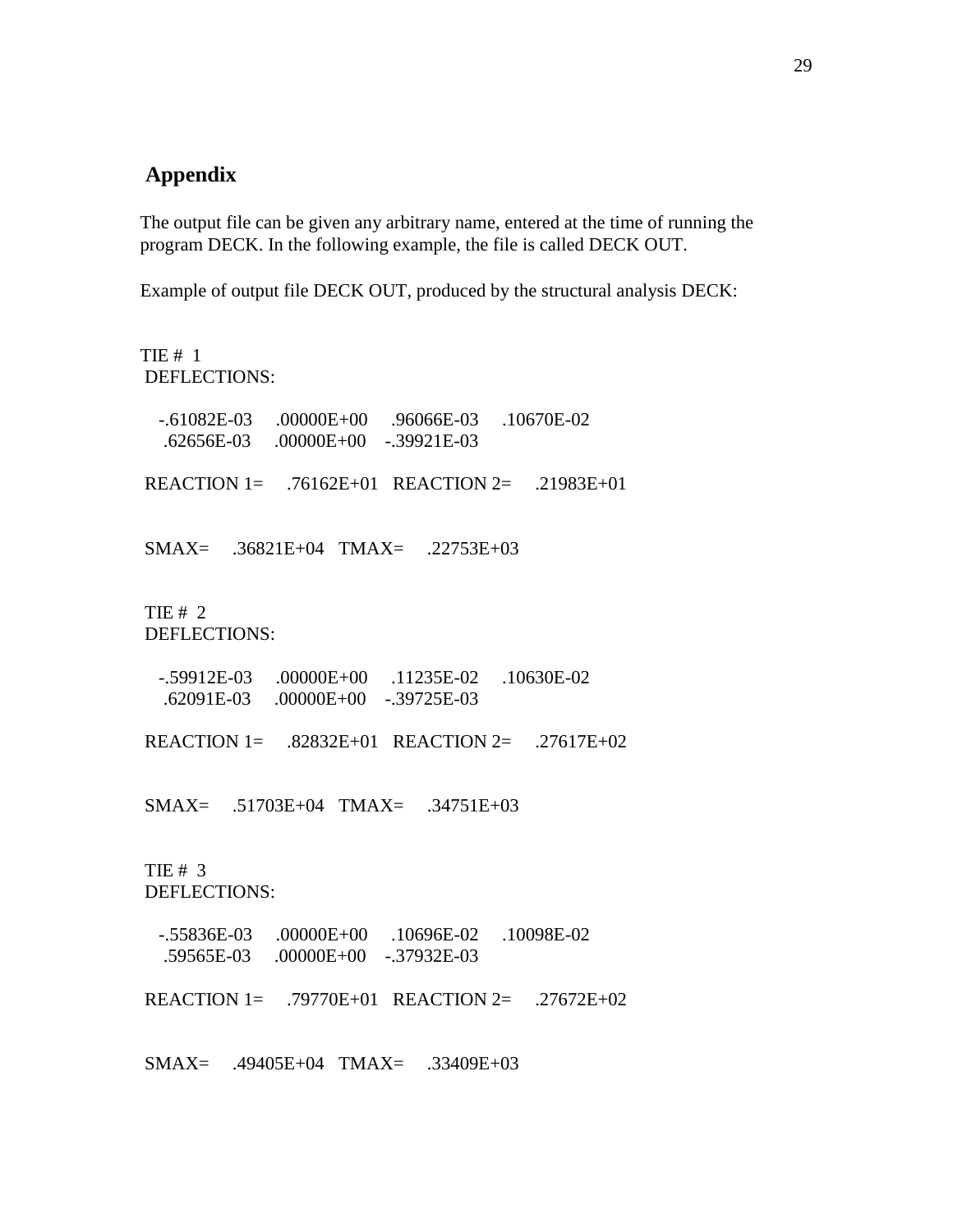## Appendix

The output file can be given any arbitrary name, entered at the time of running the program DECK. In the following example, the file is called DECK OUT.

Example of output file DECK OUT, produced by the structural analysis DECK:

```
TIE #  1
 DEFLECTIONS:

   -.61082E-03    .00000E+00    .96066E-03    .10670E-02
    .62656E-03    .00000E+00   -.39921E-03

 REACTION 1=    .76162E+01   REACTION 2=    .21983E+01


 SMAX=    .36821E+04   TMAX=    .22753E+03


 TIE #  2
 DEFLECTIONS:

   -.59912E-03    .00000E+00    .11235E-02    .10630E-02
    .62091E-03    .00000E+00   -.39725E-03

 REACTION 1=    .82832E+01   REACTION 2=    .27617E+02


 SMAX=    .51703E+04   TMAX=    .34751E+03


 TIE #  3
 DEFLECTIONS:

   -.55836E-03    .00000E+00    .10696E-02    .10098E-02
    .59565E-03    .00000E+00   -.37932E-03

 REACTION 1=    .79770E+01   REACTION 2=    .27672E+02


 SMAX=    .49405E+04   TMAX=    .33409E+03
```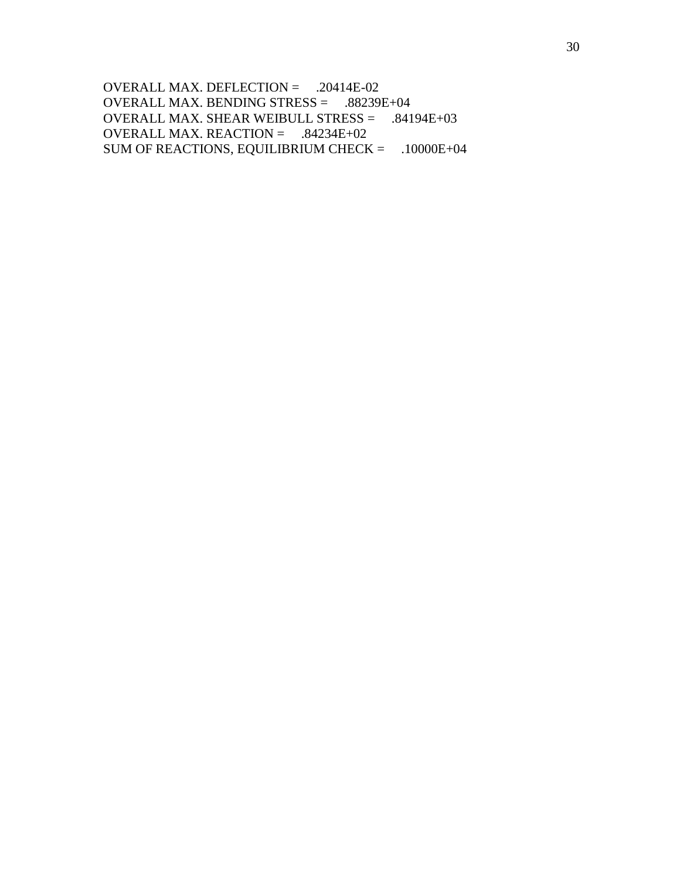OVERALL MAX. DEFLECTION = .20414E-02
OVERALL MAX. BENDING STRESS = .88239E+04
OVERALL MAX. SHEAR WEIBULL STRESS = .84194E+03
OVERALL MAX. REACTION = .84234E+02
SUM OF REACTIONS, EQUILIBRIUM CHECK = .10000E+04